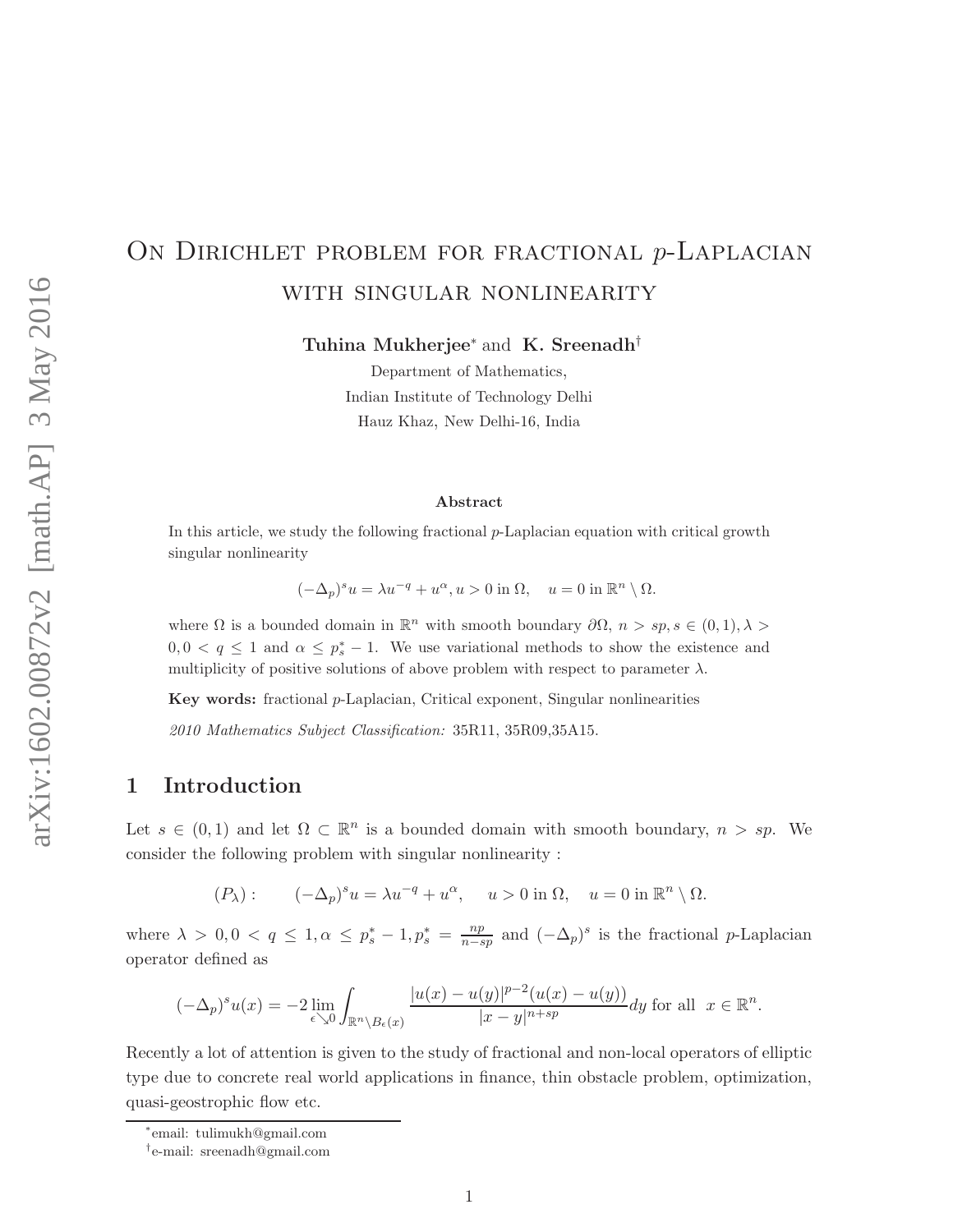# On Dirichlet problem for fractional $p$-Laplacian with singular nonlinearity

**Tuhina Mukherjee**[*] and **K. Sreenadh**[†]

Department of Mathematics,
Indian Institute of Technology Delhi
Hauz Khaz, New Delhi-16, India

### Abstract

In this article, we study the following fractional $p$-Laplacian equation with critical growth singular nonlinearity

$$(-\Delta_p)^s u = \lambda u^{-q} + u^{\alpha}, u > 0 \text{ in } \Omega, \quad u = 0 \text{ in } \mathbb{R}^n \setminus \Omega.$$

where $\Omega$ is a bounded domain in $\mathbb{R}^n$ with smooth boundary $\partial\Omega$, $n > sp, s \in (0,1), \lambda > 0, 0 < q \leq 1$ and $\alpha \leq p_s^* - 1$. We use variational methods to show the existence and multiplicity of positive solutions of above problem with respect to parameter $\lambda$.

**Key words:** fractional $p$-Laplacian, Critical exponent, Singular nonlinearities

*2010 Mathematics Subject Classification:* 35R11, 35R09,35A15.

## 1 Introduction

Let $s \in (0,1)$ and let $\Omega \subset \mathbb{R}^n$ is a bounded domain with smooth boundary, $n > sp$. We consider the following problem with singular nonlinearity :

$$(P_\lambda): \qquad (-\Delta_p)^s u = \lambda u^{-q} + u^{\alpha}, \quad u > 0 \text{ in } \Omega, \quad u = 0 \text{ in } \mathbb{R}^n \setminus \Omega.$$

where $\lambda > 0, 0 < q \leq 1, \alpha \leq p_s^* - 1, p_s^* = \frac{np}{n-sp}$ and $(-\Delta_p)^s$ is the fractional $p$-Laplacian operator defined as

$$(-\Delta_p)^s u(x) = -2 \lim_{\epsilon \searrow 0} \int_{\mathbb{R}^n \setminus B_\epsilon(x)} \frac{|u(x) - u(y)|^{p-2}(u(x) - u(y))}{|x - y|^{n+sp}} dy \text{ for all } x \in \mathbb{R}^n.$$

Recently a lot of attention is given to the study of fractional and non-local operators of elliptic type due to concrete real world applications in finance, thin obstacle problem, optimization, quasi-geostrophic flow etc.

[*]email: tulimukh@gmail.com

[†]e-mail: sreenadh@gmail.com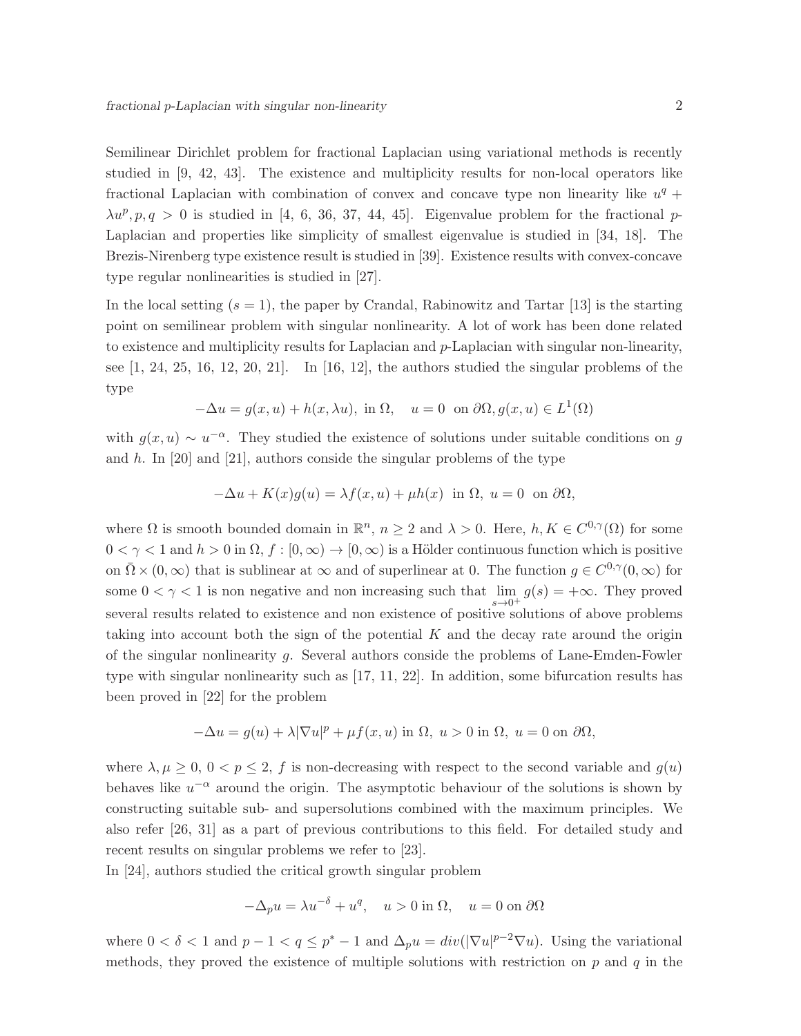Semilinear Dirichlet problem for fractional Laplacian using variational methods is recently studied in [9, 42, 43]. The existence and multiplicity results for non-local operators like fractional Laplacian with combination of convex and concave type non linearity like $u^q + \lambda u^p, p, q > 0$ is studied in [4, 6, 36, 37, 44, 45]. Eigenvalue problem for the fractional $p$-Laplacian and properties like simplicity of smallest eigenvalue is studied in [34, 18]. The Brezis-Nirenberg type existence result is studied in [39]. Existence results with convex-concave type regular nonlinearities is studied in [27].

In the local setting ($s = 1$), the paper by Crandal, Rabinowitz and Tartar [13] is the starting point on semilinear problem with singular nonlinearity. A lot of work has been done related to existence and multiplicity results for Laplacian and $p$-Laplacian with singular non-linearity, see [1, 24, 25, 16, 12, 20, 21]. In [16, 12], the authors studied the singular problems of the type

$$-\Delta u = g(x, u) + h(x, \lambda u), \text{ in } \Omega, \quad u = 0 \text{ on } \partial\Omega, g(x, u) \in L^1(\Omega)$$

with $g(x, u) \sim u^{-\alpha}$. They studied the existence of solutions under suitable conditions on $g$ and $h$. In [20] and [21], authors conside the singular problems of the type

$$-\Delta u + K(x)g(u) = \lambda f(x, u) + \mu h(x) \text{ in } \Omega, \ u = 0 \text{ on } \partial\Omega,$$

where $\Omega$ is smooth bounded domain in $\mathbb{R}^n$, $n \geq 2$ and $\lambda > 0$. Here, $h, K \in C^{0,\gamma}(\Omega)$ for some $0 < \gamma < 1$ and $h > 0$ in $\Omega$, $f : [0, \infty) \to [0, \infty)$ is a Hölder continuous function which is positive on $\bar{\Omega} \times (0, \infty)$ that is sublinear at $\infty$ and of superlinear at 0. The function $g \in C^{0,\gamma}(0, \infty)$ for some $0 < \gamma < 1$ is non negative and non increasing such that $\lim\limits_{s \to 0^+} g(s) = +\infty$. They proved several results related to existence and non existence of positive solutions of above problems taking into account both the sign of the potential $K$ and the decay rate around the origin of the singular nonlinearity $g$. Several authors conside the problems of Lane-Emden-Fowler type with singular nonlinearity such as [17, 11, 22]. In addition, some bifurcation results has been proved in [22] for the problem

$$-\Delta u = g(u) + \lambda |\nabla u|^p + \mu f(x, u) \text{ in } \Omega, \ u > 0 \text{ in } \Omega, \ u = 0 \text{ on } \partial\Omega,$$

where $\lambda, \mu \geq 0$, $0 < p \leq 2$, $f$ is non-decreasing with respect to the second variable and $g(u)$ behaves like $u^{-\alpha}$ around the origin. The asymptotic behaviour of the solutions is shown by constructing suitable sub- and supersolutions combined with the maximum principles. We also refer [26, 31] as a part of previous contributions to this field. For detailed study and recent results on singular problems we refer to [23].

In [24], authors studied the critical growth singular problem

$$-\Delta_p u = \lambda u^{-\delta} + u^q, \quad u > 0 \text{ in } \Omega, \quad u = 0 \text{ on } \partial\Omega$$

where $0 < \delta < 1$ and $p - 1 < q \leq p^* - 1$ and $\Delta_p u = div(|\nabla u|^{p-2}\nabla u)$. Using the variational methods, they proved the existence of multiple solutions with restriction on $p$ and $q$ in the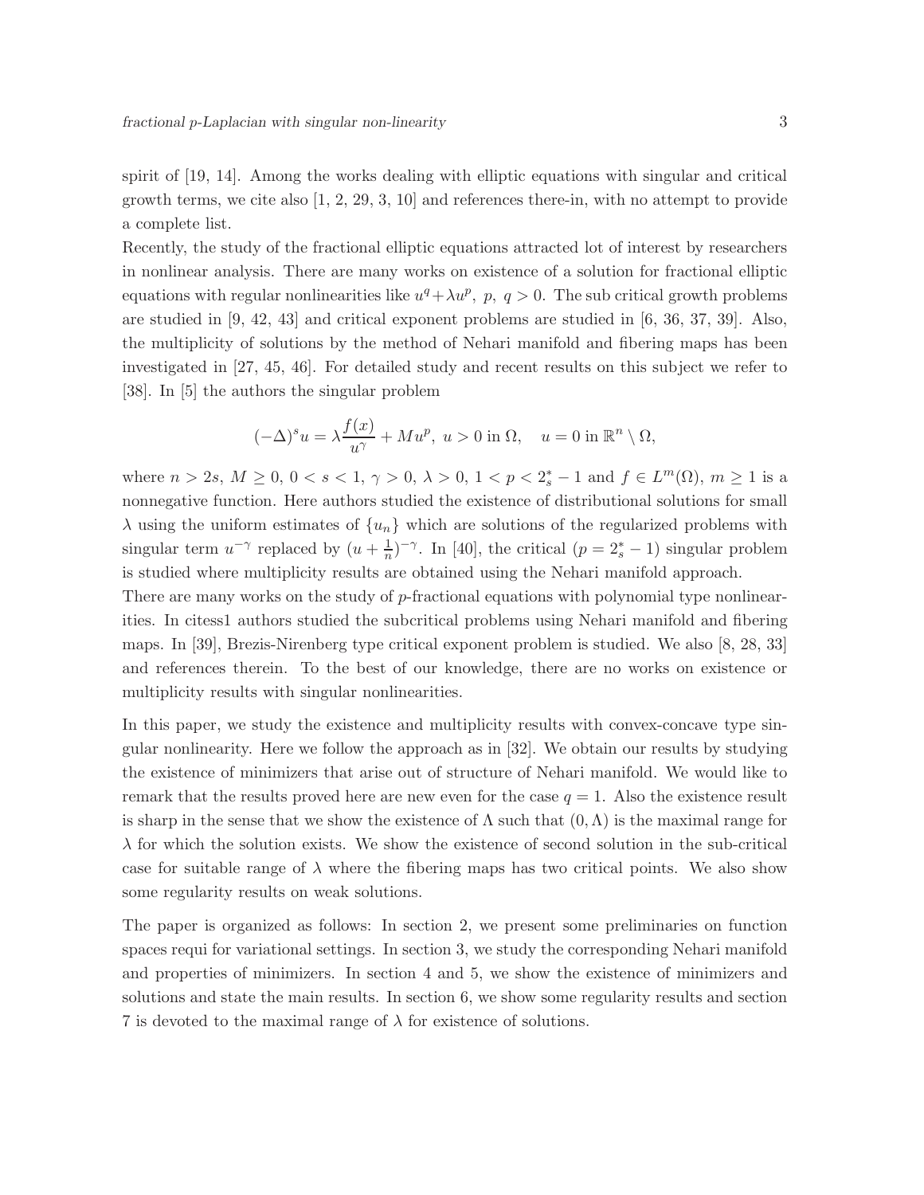spirit of [19, 14]. Among the works dealing with elliptic equations with singular and critical growth terms, we cite also [1, 2, 29, 3, 10] and references there-in, with no attempt to provide a complete list.

Recently, the study of the fractional elliptic equations attracted lot of interest by researchers in nonlinear analysis. There are many works on existence of a solution for fractional elliptic equations with regular nonlinearities like $u^q+\lambda u^p,\ p,\ q>0$. The sub critical growth problems are studied in [9, 42, 43] and critical exponent problems are studied in [6, 36, 37, 39]. Also, the multiplicity of solutions by the method of Nehari manifold and fibering maps has been investigated in [27, 45, 46]. For detailed study and recent results on this subject we refer to [38]. In [5] the authors the singular problem

$$(-\Delta)^s u = \lambda \frac{f(x)}{u^\gamma} + Mu^p,\ u>0 \text{ in } \Omega, \quad u=0 \text{ in } \mathbb{R}^n \setminus \Omega,$$

where $n>2s$, $M\geq 0$, $0<s<1$, $\gamma>0$, $\lambda>0$, $1<p<2_s^*-1$ and $f\in L^m(\Omega)$, $m\geq 1$ is a nonnegative function. Here authors studied the existence of distributional solutions for small $\lambda$ using the uniform estimates of $\{u_n\}$ which are solutions of the regularized problems with singular term $u^{-\gamma}$ replaced by $(u+\frac{1}{n})^{-\gamma}$. In [40], the critical $(p=2_s^*-1)$ singular problem is studied where multiplicity results are obtained using the Nehari manifold approach.

There are many works on the study of $p$-fractional equations with polynomial type nonlinearities. In citess1 authors studied the subcritical problems using Nehari manifold and fibering maps. In [39], Brezis-Nirenberg type critical exponent problem is studied. We also [8, 28, 33] and references therein. To the best of our knowledge, there are no works on existence or multiplicity results with singular nonlinearities.

In this paper, we study the existence and multiplicity results with convex-concave type singular nonlinearity. Here we follow the approach as in [32]. We obtain our results by studying the existence of minimizers that arise out of structure of Nehari manifold. We would like to remark that the results proved here are new even for the case $q=1$. Also the existence result is sharp in the sense that we show the existence of $\Lambda$ such that $(0,\Lambda)$ is the maximal range for $\lambda$ for which the solution exists. We show the existence of second solution in the sub-critical case for suitable range of $\lambda$ where the fibering maps has two critical points. We also show some regularity results on weak solutions.

The paper is organized as follows: In section 2, we present some preliminaries on function spaces requi for variational settings. In section 3, we study the corresponding Nehari manifold and properties of minimizers. In section 4 and 5, we show the existence of minimizers and solutions and state the main results. In section 6, we show some regularity results and section 7 is devoted to the maximal range of $\lambda$ for existence of solutions.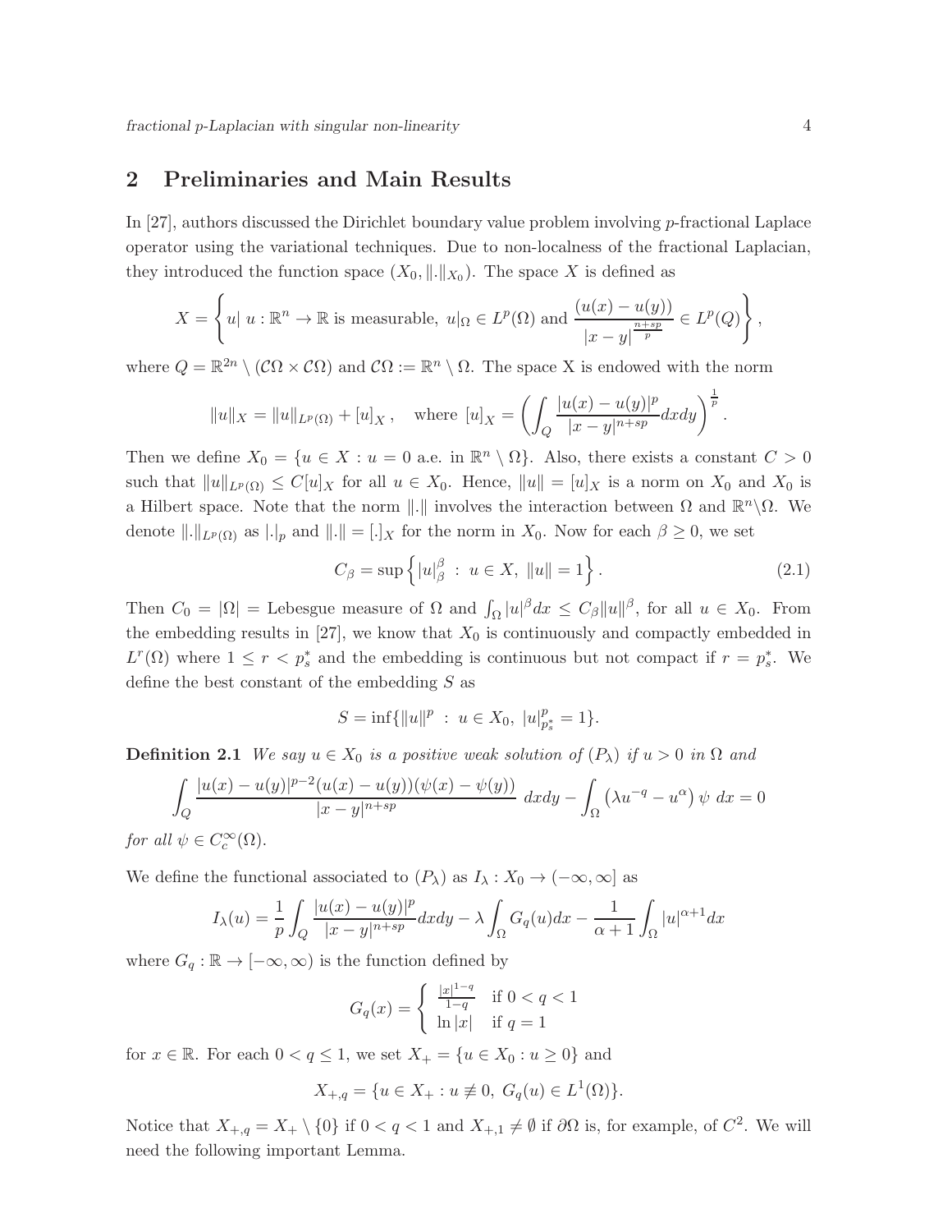## 2 Preliminaries and Main Results

In [27], authors discussed the Dirichlet boundary value problem involving $p$-fractional Laplace operator using the variational techniques. Due to non-localness of the fractional Laplacian, they introduced the function space $(X_0, \|.\|_{X_0})$. The space $X$ is defined as

$$X = \left\{ u |\ u : \mathbb{R}^n \to \mathbb{R} \text{ is measurable, } u|_\Omega \in L^p(\Omega) \text{ and } \frac{(u(x) - u(y))}{|x-y|^{\frac{n+sp}{p}}} \in L^p(Q) \right\},$$

where $Q = \mathbb{R}^{2n} \setminus (\mathcal{C}\Omega \times \mathcal{C}\Omega)$ and $\mathcal{C}\Omega := \mathbb{R}^n \setminus \Omega$. The space X is endowed with the norm

$$\|u\|_X = \|u\|_{L^p(\Omega)} + [u]_X, \quad \text{where } [u]_X = \left( \int_Q \frac{|u(x) - u(y)|^p}{|x-y|^{n+sp}} dxdy \right)^{\frac{1}{p}}.$$

Then we define $X_0 = \{u \in X : u = 0 \text{ a.e. in } \mathbb{R}^n \setminus \Omega\}$. Also, there exists a constant $C > 0$ such that $\|u\|_{L^p(\Omega)} \leq C[u]_X$ for all $u \in X_0$. Hence, $\|u\| = [u]_X$ is a norm on $X_0$ and $X_0$ is a Hilbert space. Note that the norm $\|.\|$ involves the interaction between $\Omega$ and $\mathbb{R}^n \backslash \Omega$. We denote $\|.\|_{L^p(\Omega)}$ as $|.|_p$ and $\|.\| = [.]_X$ for the norm in $X_0$. Now for each $\beta \geq 0$, we set

$$C_\beta = \sup \left\{ |u|_\beta^\beta \ : \ u \in X, \ \|u\| = 1 \right\}. \tag{2.1}$$

Then $C_0 = |\Omega| =$ Lebesgue measure of $\Omega$ and $\int_\Omega |u|^\beta dx \leq C_\beta \|u\|^\beta$, for all $u \in X_0$. From the embedding results in [27], we know that $X_0$ is continuously and compactly embedded in $L^r(\Omega)$ where $1 \leq r < p_s^*$ and the embedding is continuous but not compact if $r = p_s^*$. We define the best constant of the embedding $S$ as

$$S = \inf\{\|u\|^p \ : \ u \in X_0, \ |u|_{p_s^*}^p = 1\}.$$

**Definition 2.1** *We say $u \in X_0$ is a positive weak solution of $(P_\lambda)$ if $u > 0$ in $\Omega$ and*

$$\int_Q \frac{|u(x) - u(y)|^{p-2}(u(x) - u(y))(\psi(x) - \psi(y))}{|x-y|^{n+sp}} \ dxdy - \int_\Omega \left( \lambda u^{-q} - u^\alpha \right) \psi \ dx = 0$$

*for all $\psi \in C_c^\infty(\Omega)$.*

We define the functional associated to $(P_\lambda)$ as $I_\lambda : X_0 \to (-\infty, \infty]$ as

$$I_\lambda(u) = \frac{1}{p} \int_Q \frac{|u(x) - u(y)|^p}{|x-y|^{n+sp}} dxdy - \lambda \int_\Omega G_q(u) dx - \frac{1}{\alpha + 1} \int_\Omega |u|^{\alpha+1} dx$$

where $G_q : \mathbb{R} \to [-\infty, \infty)$ is the function defined by

$$G_q(x) = \begin{cases} \frac{|x|^{1-q}}{1-q} & \text{if } 0 < q < 1 \\ \ln |x| & \text{if } q = 1 \end{cases}$$

for $x \in \mathbb{R}$. For each $0 < q \leq 1$, we set $X_+ = \{u \in X_0 : u \geq 0\}$ and

$$X_{+,q} = \{u \in X_+ : u \not\equiv 0, \ G_q(u) \in L^1(\Omega)\}.$$

Notice that $X_{+,q} = X_+ \setminus \{0\}$ if $0 < q < 1$ and $X_{+,1} \neq \emptyset$ if $\partial\Omega$ is, for example, of $C^2$. We will need the following important Lemma.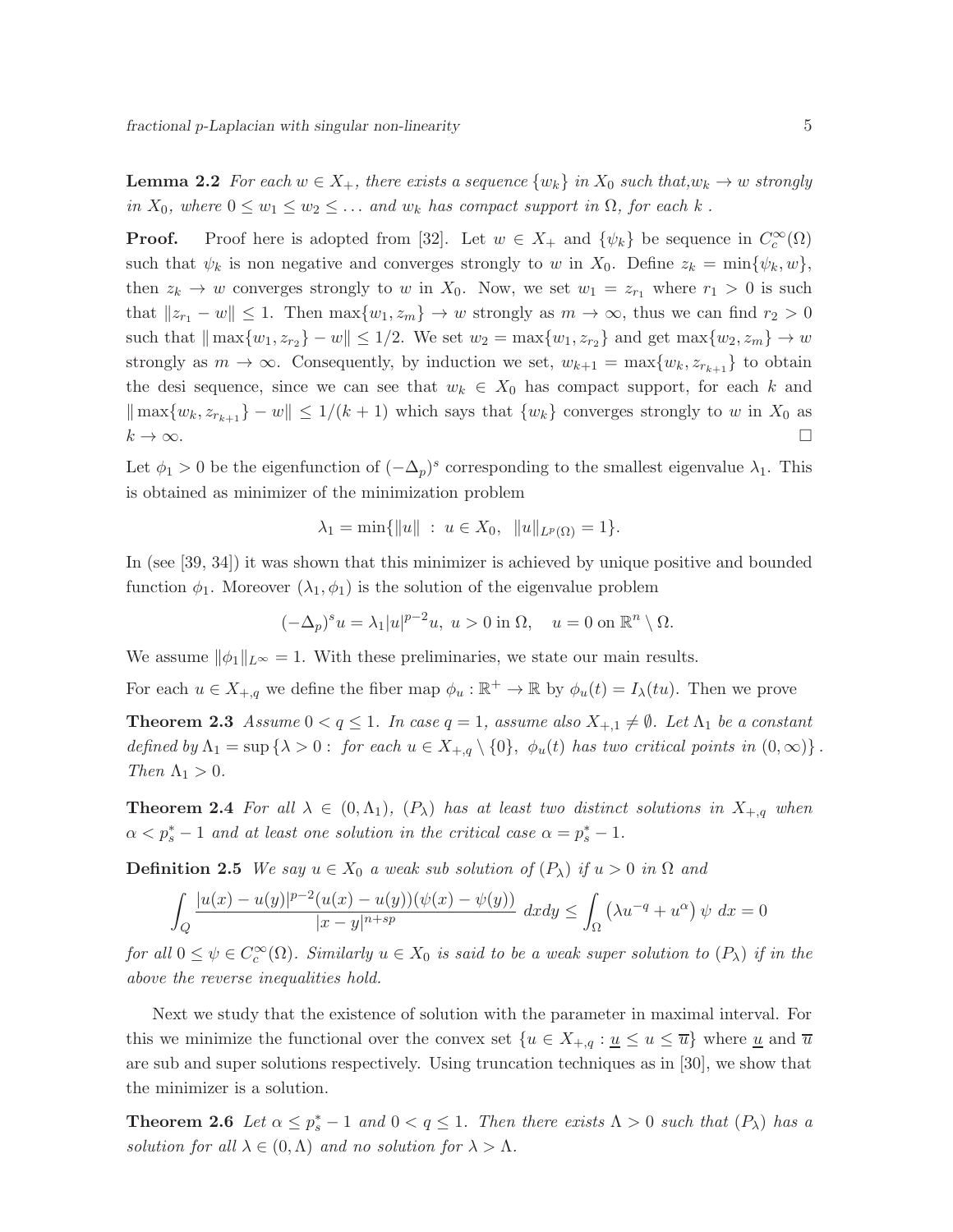**Lemma 2.2** *For each $w \in X_+$, there exists a sequence $\{w_k\}$ in $X_0$ such that,$w_k \to w$ strongly in $X_0$, where $0 \leq w_1 \leq w_2 \leq \dots$ and $w_k$ has compact support in $\Omega$, for each $k$ .*

**Proof.** Proof here is adopted from [32]. Let $w \in X_+$ and $\{\psi_k\}$ be sequence in $C_c^\infty(\Omega)$ such that $\psi_k$ is non negative and converges strongly to $w$ in $X_0$. Define $z_k = \min\{\psi_k, w\}$, then $z_k \to w$ converges strongly to $w$ in $X_0$. Now, we set $w_1 = z_{r_1}$ where $r_1 > 0$ is such that $\|z_{r_1} - w\| \leq 1$. Then $\max\{w_1, z_m\} \to w$ strongly as $m \to \infty$, thus we can find $r_2 > 0$ such that $\|\max\{w_1, z_{r_2}\} - w\| \leq 1/2$. We set $w_2 = \max\{w_1, z_{r_2}\}$ and get $\max\{w_2, z_m\} \to w$ strongly as $m \to \infty$. Consequently, by induction we set, $w_{k+1} = \max\{w_k, z_{r_{k+1}}\}$ to obtain the desi sequence, since we can see that $w_k \in X_0$ has compact support, for each $k$ and $\|\max\{w_k, z_{r_{k+1}}\} - w\| \leq 1/(k+1)$ which says that $\{w_k\}$ converges strongly to $w$ in $X_0$ as $k \to \infty$. $\square$

Let $\phi_1 > 0$ be the eigenfunction of $(-\Delta_p)^s$ corresponding to the smallest eigenvalue $\lambda_1$. This is obtained as minimizer of the minimization problem

$$\lambda_1 = \min\{\|u\| \ : \ u \in X_0, \ \ \|u\|_{L^p(\Omega)} = 1\}.$$

In (see [39, 34]) it was shown that this minimizer is achieved by unique positive and bounded function $\phi_1$. Moreover $(\lambda_1, \phi_1)$ is the solution of the eigenvalue problem

$$(-\Delta_p)^s u = \lambda_1 |u|^{p-2} u, \ u > 0 \text{ in } \Omega, \quad u = 0 \text{ on } \mathbb{R}^n \setminus \Omega.$$

We assume $\|\phi_1\|_{L^\infty} = 1$. With these preliminaries, we state our main results.

For each $u \in X_{+,q}$ we define the fiber map $\phi_u : \mathbb{R}^+ \to \mathbb{R}$ by $\phi_u(t) = I_\lambda(tu)$. Then we prove

**Theorem 2.3** *Assume $0 < q \leq 1$. In case $q = 1$, assume also $X_{+,1} \neq \emptyset$. Let $\Lambda_1$ be a constant defined by $\Lambda_1 = \sup\{\lambda > 0 : \text{ for each } u \in X_{+,q} \setminus \{0\}, \ \phi_u(t) \text{ has two critical points in } (0, \infty)\}$. Then $\Lambda_1 > 0$.*

**Theorem 2.4** *For all $\lambda \in (0, \Lambda_1)$, $(P_\lambda)$ has at least two distinct solutions in $X_{+,q}$ when $\alpha < p_s^* - 1$ and at least one solution in the critical case $\alpha = p_s^* - 1$.*

**Definition 2.5** *We say $u \in X_0$ a weak sub solution of $(P_\lambda)$ if $u > 0$ in $\Omega$ and*

$$\int_Q \frac{|u(x) - u(y)|^{p-2}(u(x) - u(y))(\psi(x) - \psi(y))}{|x - y|^{n+sp}} \, dxdy \leq \int_\Omega \left(\lambda u^{-q} + u^\alpha\right) \psi \, dx = 0$$

*for all $0 \leq \psi \in C_c^\infty(\Omega)$. Similarly $u \in X_0$ is said to be a weak super solution to $(P_\lambda)$ if in the above the reverse inequalities hold.*

Next we study that the existence of solution with the parameter in maximal interval. For this we minimize the functional over the convex set $\{u \in X_{+,q} : \underline{u} \leq u \leq \overline{u}\}$ where $\underline{u}$ and $\overline{u}$ are sub and super solutions respectively. Using truncation techniques as in [30], we show that the minimizer is a solution.

**Theorem 2.6** *Let $\alpha \leq p_s^* - 1$ and $0 < q \leq 1$. Then there exists $\Lambda > 0$ such that $(P_\lambda)$ has a solution for all $\lambda \in (0, \Lambda)$ and no solution for $\lambda > \Lambda$.*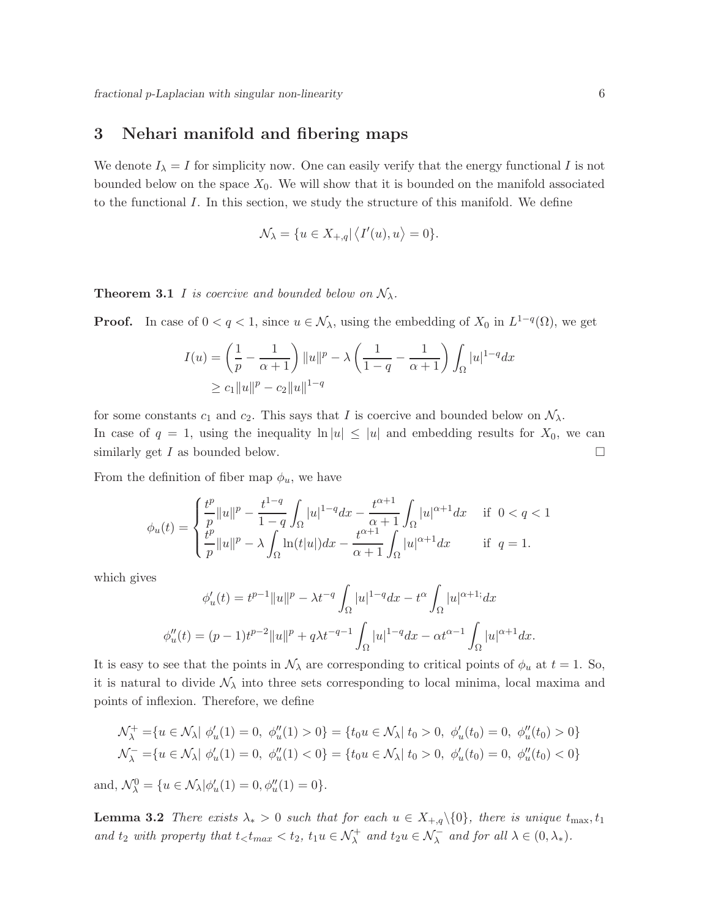## 3 Nehari manifold and fibering maps

We denote $I_\lambda = I$ for simplicity now. One can easily verify that the energy functional $I$ is not bounded below on the space $X_0$. We will show that it is bounded on the manifold associated to the functional $I$. In this section, we study the structure of this manifold. We define

$$\mathcal{N}_\lambda = \{u \in X_{+,q} | \left\langle I'(u), u \right\rangle = 0\}.$$

**Theorem 3.1** *$I$ is coercive and bounded below on $\mathcal{N}_\lambda$.*

**Proof.** In case of $0 < q < 1$, since $u \in \mathcal{N}_\lambda$, using the embedding of $X_0$ in $L^{1-q}(\Omega)$, we get

$$\begin{aligned} I(u) &= \left(\frac{1}{p} - \frac{1}{\alpha+1}\right)\|u\|^p - \lambda\left(\frac{1}{1-q} - \frac{1}{\alpha+1}\right)\int_\Omega |u|^{1-q}dx \\ &\geq c_1\|u\|^p - c_2\|u\|^{1-q} \end{aligned}$$

for some constants $c_1$ and $c_2$. This says that $I$ is coercive and bounded below on $\mathcal{N}_\lambda$.
In case of $q = 1$, using the inequality $\ln|u| \leq |u|$ and embedding results for $X_0$, we can similarly get $I$ as bounded below. $\square$

From the definition of fiber map $\phi_u$, we have

$$\phi_u(t) = \begin{cases} \dfrac{t^p}{p}\|u\|^p - \dfrac{t^{1-q}}{1-q}\displaystyle\int_\Omega |u|^{1-q}dx - \dfrac{t^{\alpha+1}}{\alpha+1}\displaystyle\int_\Omega |u|^{\alpha+1}dx & \text{if } \ 0 < q < 1 \\ \dfrac{t^p}{p}\|u\|^p - \lambda\displaystyle\int_\Omega \ln(t|u|)dx - \dfrac{t^{\alpha+1}}{\alpha+1}\displaystyle\int_\Omega |u|^{\alpha+1}dx & \text{if } \ q = 1. \end{cases}$$

which gives

$$\phi_u'(t) = t^{p-1}\|u\|^p - \lambda t^{-q}\int_\Omega |u|^{1-q}dx - t^\alpha\int_\Omega |u|^{\alpha+1;}dx$$

$$\phi_u''(t) = (p-1)t^{p-2}\|u\|^p + q\lambda t^{-q-1}\int_\Omega |u|^{1-q}dx - \alpha t^{\alpha-1}\int_\Omega |u|^{\alpha+1}dx.$$

It is easy to see that the points in $\mathcal{N}_\lambda$ are corresponding to critical points of $\phi_u$ at $t = 1$. So, it is natural to divide $\mathcal{N}_\lambda$ into three sets corresponding to local minima, local maxima and points of inflexion. Therefore, we define

$$\begin{aligned} \mathcal{N}_\lambda^+ &= \{u \in \mathcal{N}_\lambda | \ \phi_u'(1) = 0, \ \phi_u''(1) > 0\} = \{t_0 u \in \mathcal{N}_\lambda | \ t_0 > 0, \ \phi_u'(t_0) = 0, \ \phi_u''(t_0) > 0\} \\ \mathcal{N}_\lambda^- &= \{u \in \mathcal{N}_\lambda | \ \phi_u'(1) = 0, \ \phi_u''(1) < 0\} = \{t_0 u \in \mathcal{N}_\lambda | \ t_0 > 0, \ \phi_u'(t_0) = 0, \ \phi_u''(t_0) < 0\} \end{aligned}$$

and, $\mathcal{N}_\lambda^0 = \{u \in \mathcal{N}_\lambda | \phi_u'(1) = 0, \phi_u''(1) = 0\}$.

**Lemma 3.2** *There exists $\lambda_* > 0$ such that for each $u \in X_{+,q}\backslash\{0\}$, there is unique $t_{\max}, t_1$ and $t_2$ with property that $t_< t_{max} < t_2$, $t_1 u \in \mathcal{N}_\lambda^+$ and $t_2 u \in \mathcal{N}_\lambda^-$ and for all $\lambda \in (0, \lambda_*)$.*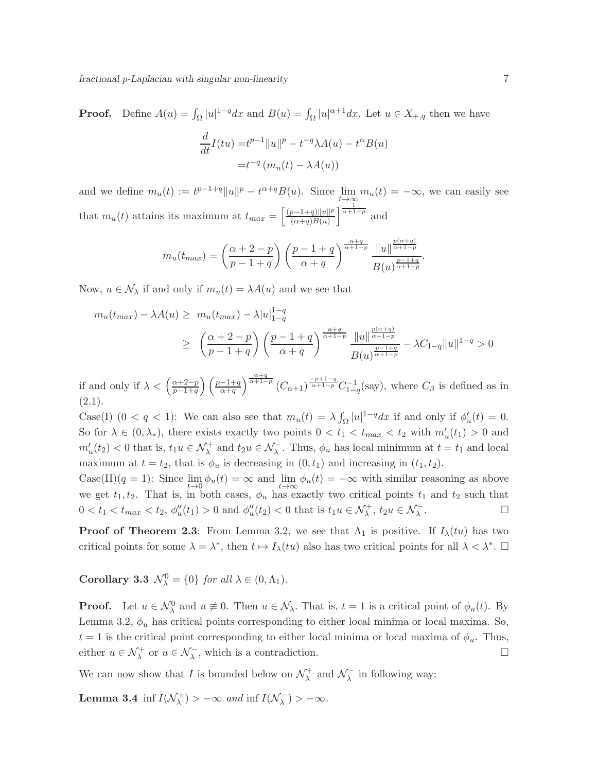**Proof.** Define $A(u) = \int_\Omega |u|^{1-q}dx$ and $B(u) = \int_\Omega |u|^{\alpha+1}dx$. Let $u \in X_{+,q}$ then we have

$$
\begin{aligned}
\frac{d}{dt}I(tu) =& t^{p-1}\|u\|^p - t^{-q}\lambda A(u) - t^\alpha B(u) \\
=& t^{-q}\left(m_u(t) - \lambda A(u)\right)
\end{aligned}
$$

and we define $m_u(t) := t^{p-1+q}\|u\|^p - t^{\alpha+q}B(u)$. Since $\lim_{t\to\infty} m_u(t) = -\infty$, we can easily see that $m_u(t)$ attains its maximum at $t_{max} = \left[\frac{(p-1+q)\|u\|^p}{(\alpha+q)B(u)}\right]^{\frac{1}{\alpha+1-p}}$ and

$$
m_u(t_{max}) = \left(\frac{\alpha+2-p}{p-1+q}\right)\left(\frac{p-1+q}{\alpha+q}\right)^{\frac{\alpha+q}{\alpha+1-p}} \frac{\|u\|^{\frac{p(\alpha+q)}{\alpha+1-p}}}{B(u)^{\frac{p-1+q}{\alpha+1-p}}}.
$$

Now, $u \in \mathcal{N}_\lambda$ if and only if $m_u(t) = \lambda A(u)$ and we see that

$$
\begin{aligned}
m_u(t_{max}) - \lambda A(u) \geq\ & m_u(t_{max}) - \lambda |u|_{1-q}^{1-q} \\
\geq\ & \left(\frac{\alpha+2-p}{p-1+q}\right)\left(\frac{p-1+q}{\alpha+q}\right)^{\frac{\alpha+q}{\alpha+1-p}} \frac{\|u\|^{\frac{p(\alpha+q)}{\alpha+1-p}}}{B(u)^{\frac{p-1+q}{\alpha+1-p}}} - \lambda C_{1-q}\|u\|^{1-q} > 0
\end{aligned}
$$

if and only if $\lambda < \left(\frac{\alpha+2-p}{p-1+q}\right)\left(\frac{p-1+q}{\alpha+q}\right)^{\frac{\alpha+q}{\alpha+1-p}} (C_{\alpha+1})^{\frac{-p+1-q}{\alpha+1-p}} C_{1-q}^{-1}$(say), where $C_\beta$ is defined as in (2.1).

Case(I) $(0 < q < 1)$: We can also see that $m_u(t) = \lambda \int_\Omega |u|^{1-q}dx$ if and only if $\phi_u'(t) = 0$. So for $\lambda \in (0, \lambda_*)$, there exists exactly two points $0 < t_1 < t_{max} < t_2$ with $m_u'(t_1) > 0$ and $m_u'(t_2) < 0$ that is, $t_1 u \in \mathcal{N}_\lambda^+$ and $t_2 u \in \mathcal{N}_\lambda^-$. Thus, $\phi_u$ has local minimum at $t = t_1$ and local maximum at $t = t_2$, that is $\phi_u$ is decreasing in $(0, t_1)$ and increasing in $(t_1, t_2)$.

Case(II)$(q = 1)$: Since $\lim_{t\to 0} \phi_u(t) = \infty$ and $\lim_{t\to\infty} \phi_u(t) = -\infty$ with similar reasoning as above we get $t_1, t_2$. That is, in both cases, $\phi_u$ has exactly two critical points $t_1$ and $t_2$ such that $0 < t_1 < t_{max} < t_2$, $\phi_u''(t_1) > 0$ and $\phi_u''(t_2) < 0$ that is $t_1 u \in \mathcal{N}_\lambda^+$, $t_2 u \in \mathcal{N}_\lambda^-$. □

**Proof of Theorem 2.3**: From Lemma 3.2, we see that $\Lambda_1$ is positive. If $I_\lambda(tu)$ has two critical points for some $\lambda = \lambda^*$, then $t \mapsto I_\lambda(tu)$ also has two critical points for all $\lambda < \lambda^*$. □

**Corollary 3.3** *$\mathcal{N}_\lambda^0 = \{0\}$ for all $\lambda \in (0, \Lambda_1)$.*

**Proof.** Let $u \in \mathcal{N}_\lambda^0$ and $u \not\equiv 0$. Then $u \in \mathcal{N}_\lambda$. That is, $t = 1$ is a critical point of $\phi_u(t)$. By Lemma 3.2, $\phi_u$ has critical points corresponding to either local minima or local maxima. So, $t = 1$ is the critical point corresponding to either local minima or local maxima of $\phi_u$. Thus, either $u \in \mathcal{N}_\lambda^+$ or $u \in \mathcal{N}_\lambda^-$, which is a contradiction. □

We can now show that $I$ is bounded below on $\mathcal{N}_\lambda^+$ and $\mathcal{N}_\lambda^-$ in following way:

**Lemma 3.4** $\inf I(\mathcal{N}_\lambda^+) > -\infty$ *and* $\inf I(\mathcal{N}_\lambda^-) > -\infty$.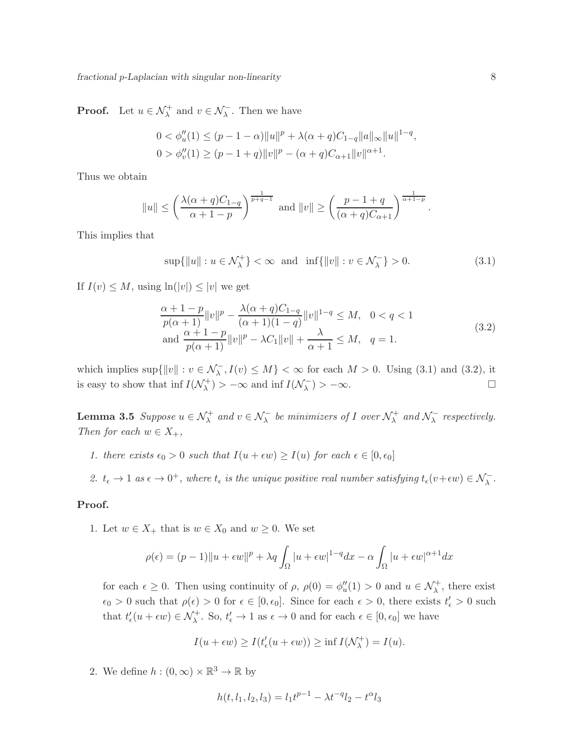**Proof.** Let $u \in \mathcal{N}_\lambda^+$ and $v \in \mathcal{N}_\lambda^-$. Then we have

$$0 < \phi_u''(1) \leq (p-1-\alpha)\|u\|^p + \lambda(\alpha+q)C_{1-q}\|a\|_\infty \|u\|^{1-q},$$
$$0 > \phi_v''(1) \geq (p-1+q)\|v\|^p - (\alpha+q)C_{\alpha+1}\|v\|^{\alpha+1}.$$

Thus we obtain

$$\|u\| \leq \left(\frac{\lambda(\alpha+q)C_{1-q}}{\alpha+1-p}\right)^{\frac{1}{p+q-1}} \text{ and } \|v\| \geq \left(\frac{p-1+q}{(\alpha+q)C_{\alpha+1}}\right)^{\frac{1}{\alpha+1-p}}.$$

This implies that

$$\sup\{\|u\| : u \in \mathcal{N}_\lambda^+\} < \infty \text{ and } \inf\{\|v\| : v \in \mathcal{N}_\lambda^-\} > 0. \tag{3.1}$$

If $I(v) \leq M$, using $\ln(|v|) \leq |v|$ we get

$$\begin{aligned} &\frac{\alpha+1-p}{p(\alpha+1)}\|v\|^p - \frac{\lambda(\alpha+q)C_{1-q}}{(\alpha+1)(1-q)}\|v\|^{1-q} \leq M, \quad 0 < q < 1 \\ &\text{and } \frac{\alpha+1-p}{p(\alpha+1)}\|v\|^p - \lambda C_1\|v\| + \frac{\lambda}{\alpha+1} \leq M, \quad q = 1. \end{aligned} \tag{3.2}$$

which implies $\sup\{\|v\| : v \in \mathcal{N}_\lambda^-, I(v) \leq M\} < \infty$ for each $M > 0$. Using (3.1) and (3.2), it is easy to show that $\inf I(\mathcal{N}_\lambda^+) > -\infty$ and $\inf I(\mathcal{N}_\lambda^-) > -\infty$. $\square$

**Lemma 3.5** *Suppose $u \in \mathcal{N}_\lambda^+$ and $v \in \mathcal{N}_\lambda^-$ be minimizers of $I$ over $\mathcal{N}_\lambda^+$ and $\mathcal{N}_\lambda^-$ respectively. Then for each $w \in X_+$,*

1. *there exists $\epsilon_0 > 0$ such that $I(u + \epsilon w) \geq I(u)$ for each $\epsilon \in [0, \epsilon_0]$*
2. *$t_\epsilon \to 1$ as $\epsilon \to 0^+$, where $t_\epsilon$ is the unique positive real number satisfying $t_\epsilon(v+\epsilon w) \in \mathcal{N}_\lambda^-$.*

**Proof.**

1. Let $w \in X_+$ that is $w \in X_0$ and $w \geq 0$. We set

$$\rho(\epsilon) = (p-1)\|u+\epsilon w\|^p + \lambda q \int_\Omega |u+\epsilon w|^{1-q} dx - \alpha \int_\Omega |u+\epsilon w|^{\alpha+1} dx$$

for each $\epsilon \geq 0$. Then using continuity of $\rho$, $\rho(0) = \phi_u''(1) > 0$ and $u \in \mathcal{N}_\lambda^+$, there exist $\epsilon_0 > 0$ such that $\rho(\epsilon) > 0$ for $\epsilon \in [0, \epsilon_0]$. Since for each $\epsilon > 0$, there exists $t'_\epsilon > 0$ such that $t'_\epsilon(u + \epsilon w) \in \mathcal{N}_\lambda^+$. So, $t'_\epsilon \to 1$ as $\epsilon \to 0$ and for each $\epsilon \in [0, \epsilon_0]$ we have

$$I(u + \epsilon w) \geq I(t'_\epsilon(u + \epsilon w)) \geq \inf I(\mathcal{N}_\lambda^+) = I(u).$$

2. We define $h : (0, \infty) \times \mathbb{R}^3 \to \mathbb{R}$ by

$$h(t, l_1, l_2, l_3) = l_1 t^{p-1} - \lambda t^{-q} l_2 - t^\alpha l_3$$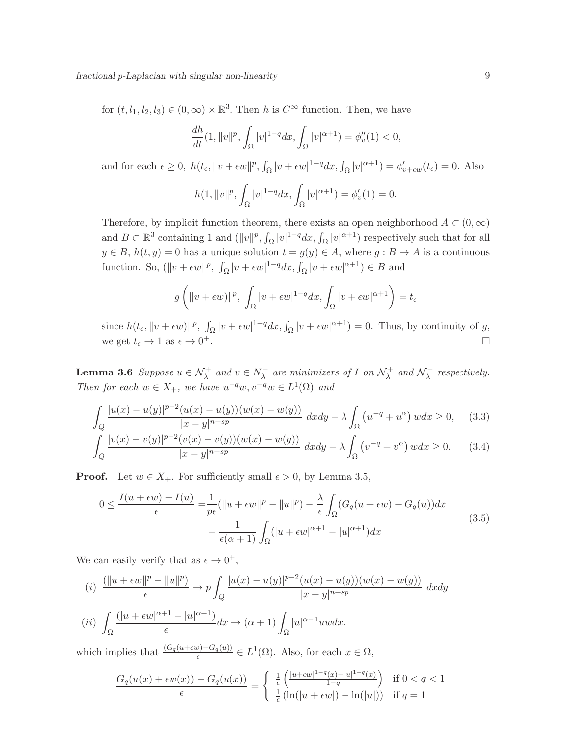for $(t, l_1, l_2, l_3) \in (0, \infty) \times \mathbb{R}^3$. Then $h$ is $C^\infty$ function. Then, we have

$$\frac{dh}{dt}(1, \|v\|^p, \int_\Omega |v|^{1-q}dx, \int_\Omega |v|^{\alpha+1}) = \phi_v''(1) < 0,$$

and for each $\epsilon \geq 0$, $h(t_\epsilon, \|v+\epsilon w\|^p, \int_\Omega |v+\epsilon w|^{1-q}dx, \int_\Omega |v|^{\alpha+1}) = \phi'_{v+\epsilon w}(t_\epsilon) = 0$. Also

$$h(1, \|v\|^p, \int_\Omega |v|^{1-q}dx, \int_\Omega |v|^{\alpha+1}) = \phi_v'(1) = 0.$$

Therefore, by implicit function theorem, there exists an open neighborhood $A \subset (0, \infty)$ and $B \subset \mathbb{R}^3$ containing 1 and $(\|v\|^p, \int_\Omega |v|^{1-q}dx, \int_\Omega |v|^{\alpha+1})$ respectively such that for all $y \in B$, $h(t, y) = 0$ has a unique solution $t = g(y) \in A$, where $g : B \to A$ is a continuous function. So, $(\|v+\epsilon w\|^p, \int_\Omega |v+\epsilon w|^{1-q}dx, \int_\Omega |v+\epsilon w|^{\alpha+1}) \in B$ and

$$g\left(\|v+\epsilon w)\|^p, \int_\Omega |v+\epsilon w|^{1-q}dx, \int_\Omega |v+\epsilon w|^{\alpha+1}\right) = t_\epsilon$$

since $h(t_\epsilon, \|v+\epsilon w)\|^p, \int_\Omega |v+\epsilon w|^{1-q}dx, \int_\Omega |v+\epsilon w|^{\alpha+1}) = 0$. Thus, by continuity of $g$, we get $t_\epsilon \to 1$ as $\epsilon \to 0^+$. $\square$

**Lemma 3.6** *Suppose $u \in \mathcal{N}_\lambda^+$ and $v \in N_\lambda^-$ are minimizers of $I$ on $\mathcal{N}_\lambda^+$ and $\mathcal{N}_\lambda^-$ respectively. Then for each $w \in X_+$, we have $u^{-q}w, v^{-q}w \in L^1(\Omega)$ and*

$$\int_Q \frac{|u(x)-u(y)|^{p-2}(u(x)-u(y))(w(x)-w(y))}{|x-y|^{n+sp}}\, dxdy - \lambda \int_\Omega \left(u^{-q} + u^\alpha\right) w dx \geq 0, \tag{3.3}$$

$$\int_Q \frac{|v(x)-v(y)|^{p-2}(v(x)-v(y))(w(x)-w(y))}{|x-y|^{n+sp}}\, dxdy - \lambda \int_\Omega \left(v^{-q} + v^\alpha\right) w dx \geq 0. \tag{3.4}$$

**Proof.** Let $w \in X_+$. For sufficiently small $\epsilon > 0$, by Lemma 3.5,

$$\begin{aligned} 0 \leq \frac{I(u+\epsilon w) - I(u)}{\epsilon} =& \frac{1}{p\epsilon}(\|u+\epsilon w\|^p - \|u\|^p) - \frac{\lambda}{\epsilon}\int_\Omega (G_q(u+\epsilon w) - G_q(u))dx \\ & - \frac{1}{\epsilon(\alpha+1)}\int_\Omega (|u+\epsilon w|^{\alpha+1} - |u|^{\alpha+1})dx \end{aligned} \tag{3.5}$$

We can easily verify that as $\epsilon \to 0^+$,

$$(i)\ \ \frac{(\|u+\epsilon w\|^p - \|u\|^p)}{\epsilon} \to p\int_Q \frac{|u(x)-u(y)|^{p-2}(u(x)-u(y))(w(x)-w(y))}{|x-y|^{n+sp}}\, dxdy$$

$$(ii)\ \ \int_\Omega \frac{(|u+\epsilon w|^{\alpha+1} - |u|^{\alpha+1})}{\epsilon}dx \to (\alpha+1)\int_\Omega |u|^{\alpha-1}uwdx.$$

which implies that $\frac{(G_q(u+\epsilon w) - G_q(u))}{\epsilon} \in L^1(\Omega)$. Also, for each $x \in \Omega$,

$$\frac{G_q(u(x)+\epsilon w(x)) - G_q(u(x))}{\epsilon} = \begin{cases} \frac{1}{\epsilon}\left(\frac{|u+\epsilon w|^{1-q}(x) - |u|^{1-q}(x)}{1-q}\right) & \text{if } 0 < q < 1 \\ \frac{1}{\epsilon}\left(\ln(|u+\epsilon w|) - \ln(|u|)\right) & \text{if } q = 1 \end{cases}$$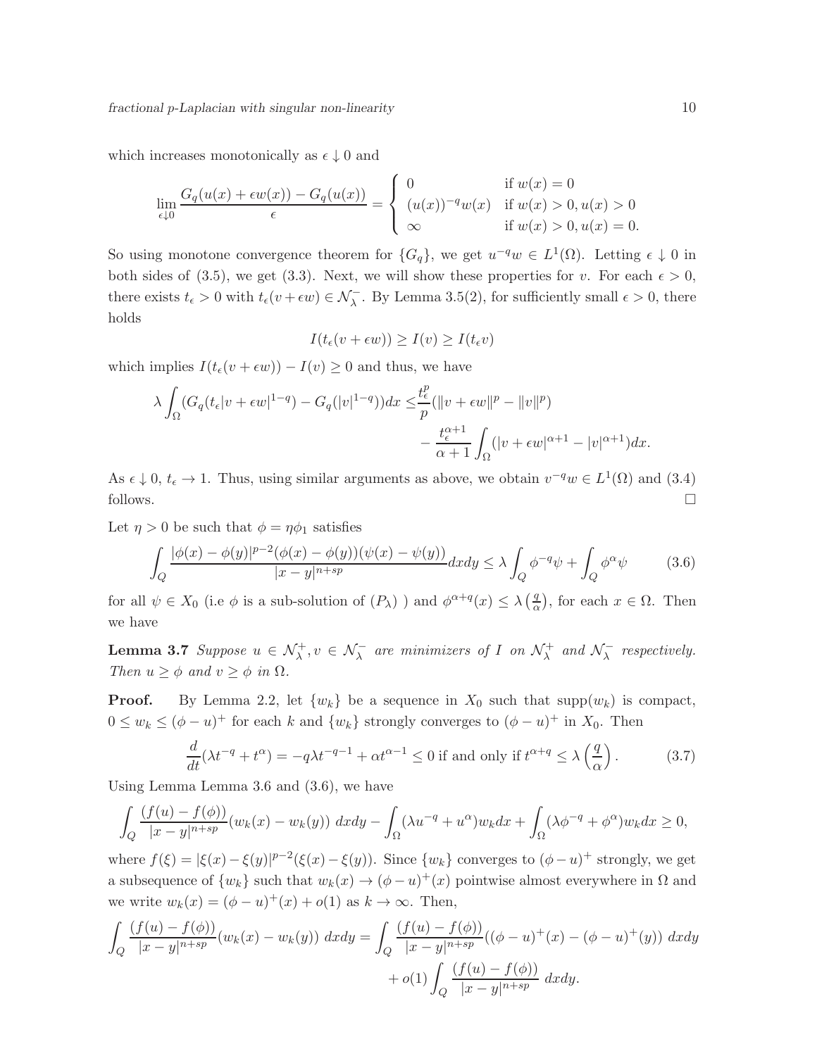which increases monotonically as $\epsilon \downarrow 0$ and

$$\lim_{\epsilon\downarrow 0} \frac{G_q(u(x)+\epsilon w(x)) - G_q(u(x))}{\epsilon} = \begin{cases} 0 & \text{if } w(x) = 0 \\ (u(x))^{-q} w(x) & \text{if } w(x) > 0, u(x) > 0 \\ \infty & \text{if } w(x) > 0, u(x) = 0. \end{cases}$$

So using monotone convergence theorem for $\{G_q\}$, we get $u^{-q}w \in L^1(\Omega)$. Letting $\epsilon \downarrow 0$ in both sides of (3.5), we get (3.3). Next, we will show these properties for $v$. For each $\epsilon > 0$, there exists $t_\epsilon > 0$ with $t_\epsilon(v + \epsilon w) \in \mathcal{N}_\lambda^-$. By Lemma 3.5(2), for sufficiently small $\epsilon > 0$, there holds

$$I(t_\epsilon(v + \epsilon w)) \geq I(v) \geq I(t_\epsilon v)$$

which implies $I(t_\epsilon(v+\epsilon w)) - I(v) \geq 0$ and thus, we have

$$\begin{aligned}\lambda \int_\Omega (G_q(t_\epsilon |v + \epsilon w|^{1-q}) - G_q(|v|^{1-q}))dx \leq & \frac{t_\epsilon^p}{p}(\|v + \epsilon w\|^p - \|v\|^p) \\ & - \frac{t_\epsilon^{\alpha+1}}{\alpha+1}\int_\Omega (|v+\epsilon w|^{\alpha+1} - |v|^{\alpha+1})dx.\end{aligned}$$

As $\epsilon \downarrow 0$, $t_\epsilon \to 1$. Thus, using similar arguments as above, we obtain $v^{-q}w \in L^1(\Omega)$ and (3.4) follows. $\square$

Let $\eta > 0$ be such that $\phi = \eta\phi_1$ satisfies

$$\int_Q \frac{|\phi(x) - \phi(y)|^{p-2}(\phi(x)-\phi(y))(\psi(x) - \psi(y))}{|x-y|^{n+sp}} dxdy \leq \lambda \int_Q \phi^{-q}\psi + \int_Q \phi^\alpha \psi \tag{3.6}$$

for all $\psi \in X_0$ (i.e $\phi$ is a sub-solution of $(P_\lambda)$ ) and $\phi^{\alpha+q}(x) \leq \lambda\left(\frac{q}{\alpha}\right)$, for each $x \in \Omega$. Then we have

**Lemma 3.7** *Suppose $u \in \mathcal{N}_\lambda^+, v \in \mathcal{N}_\lambda^-$ are minimizers of $I$ on $\mathcal{N}_\lambda^+$ and $\mathcal{N}_\lambda^-$ respectively. Then $u \geq \phi$ and $v \geq \phi$ in $\Omega$.*

**Proof.** By Lemma 2.2, let $\{w_k\}$ be a sequence in $X_0$ such that $\text{supp}(w_k)$ is compact, $0 \leq w_k \leq (\phi - u)^+$ for each $k$ and $\{w_k\}$ strongly converges to $(\phi - u)^+$ in $X_0$. Then

$$\frac{d}{dt}(\lambda t^{-q} + t^\alpha) = -q\lambda t^{-q-1} + \alpha t^{\alpha-1} \leq 0 \text{ if and only if } t^{\alpha+q} \leq \lambda\left(\frac{q}{\alpha}\right). \tag{3.7}$$

Using Lemma Lemma 3.6 and (3.6), we have

$$\int_Q \frac{(f(u)-f(\phi))}{|x-y|^{n+sp}}(w_k(x) - w_k(y))\ dxdy - \int_\Omega (\lambda u^{-q} + u^\alpha)w_k dx + \int_\Omega (\lambda\phi^{-q} + \phi^\alpha)w_k dx \geq 0,$$

where $f(\xi) = |\xi(x) - \xi(y)|^{p-2}(\xi(x)-\xi(y))$. Since $\{w_k\}$ converges to $(\phi - u)^+$ strongly, we get a subsequence of $\{w_k\}$ such that $w_k(x) \to (\phi - u)^+(x)$ pointwise almost everywhere in $\Omega$ and we write $w_k(x) = (\phi - u)^+(x) + o(1)$ as $k \to \infty$. Then,

$$\begin{aligned}\int_Q \frac{(f(u)-f(\phi))}{|x-y|^{n+sp}}(w_k(x) - w_k(y))\ dxdy = & \int_Q \frac{(f(u)-f(\phi))}{|x-y|^{n+sp}}((\phi-u)^+(x) - (\phi-u)^+(y))\ dxdy \\ & + o(1)\int_Q \frac{(f(u)-f(\phi))}{|x-y|^{n+sp}}\ dxdy.\end{aligned}$$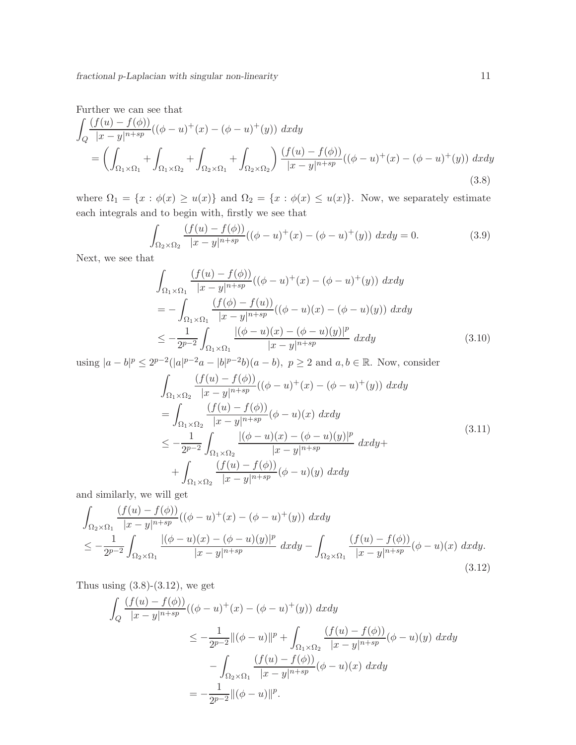Further we can see that

$$
\begin{aligned}
&\int_Q \frac{(f(u)-f(\phi))}{|x-y|^{n+sp}}((\phi-u)^+(x)-(\phi-u)^+(y))\ dxdy \\
&\quad = \left(\int_{\Omega_1\times\Omega_1}+\int_{\Omega_1\times\Omega_2}+\int_{\Omega_2\times\Omega_1}+\int_{\Omega_2\times\Omega_2}\right)\frac{(f(u)-f(\phi))}{|x-y|^{n+sp}}((\phi-u)^+(x)-(\phi-u)^+(y))\ dxdy
\end{aligned}
\tag{3.8}
$$

where $\Omega_1 = \{x : \phi(x) \geq u(x)\}$ and $\Omega_2 = \{x : \phi(x) \leq u(x)\}$. Now, we separately estimate each integrals and to begin with, firstly we see that

$$
\int_{\Omega_2\times\Omega_2} \frac{(f(u)-f(\phi))}{|x-y|^{n+sp}}((\phi-u)^+(x)-(\phi-u)^+(y))\ dxdy = 0. \tag{3.9}
$$

Next, we see that

$$
\begin{aligned}
&\int_{\Omega_1\times\Omega_1} \frac{(f(u)-f(\phi))}{|x-y|^{n+sp}}((\phi-u)^+(x)-(\phi-u)^+(y))\ dxdy \\
&= -\int_{\Omega_1\times\Omega_1} \frac{(f(\phi)-f(u))}{|x-y|^{n+sp}}((\phi-u)(x)-(\phi-u)(y))\ dxdy \\
&\leq -\frac{1}{2^{p-2}}\int_{\Omega_1\times\Omega_1} \frac{|(\phi-u)(x)-(\phi-u)(y)|^p}{|x-y|^{n+sp}}\ dxdy
\end{aligned}
\tag{3.10}
$$

using $|a-b|^p \leq 2^{p-2}(|a|^{p-2}a-|b|^{p-2}b)(a-b),\ p\geq 2$ and $a,b\in\mathbb{R}$. Now, consider

$$
\begin{aligned}
&\int_{\Omega_1\times\Omega_2} \frac{(f(u)-f(\phi))}{|x-y|^{n+sp}}((\phi-u)^+(x)-(\phi-u)^+(y))\ dxdy \\
&= \int_{\Omega_1\times\Omega_2} \frac{(f(u)-f(\phi))}{|x-y|^{n+sp}}(\phi-u)(x)\ dxdy \\
&\leq -\frac{1}{2^{p-2}}\int_{\Omega_1\times\Omega_2} \frac{|(\phi-u)(x)-(\phi-u)(y)|^p}{|x-y|^{n+sp}}\ dxdy + \\
&\quad + \int_{\Omega_1\times\Omega_2} \frac{(f(u)-f(\phi))}{|x-y|^{n+sp}}(\phi-u)(y)\ dxdy
\end{aligned}
\tag{3.11}
$$

and similarly, we will get

$$
\begin{aligned}
&\int_{\Omega_2\times\Omega_1} \frac{(f(u)-f(\phi))}{|x-y|^{n+sp}}((\phi-u)^+(x)-(\phi-u)^+(y))\ dxdy \\
&\leq -\frac{1}{2^{p-2}}\int_{\Omega_2\times\Omega_1} \frac{|(\phi-u)(x)-(\phi-u)(y)|^p}{|x-y|^{n+sp}}\ dxdy - \int_{\Omega_2\times\Omega_1} \frac{(f(u)-f(\phi))}{|x-y|^{n+sp}}(\phi-u)(x)\ dxdy.
\end{aligned}
\tag{3.12}
$$

Thus using (3.8)-(3.12), we get

$$
\begin{aligned}
\int_Q \frac{(f(u)-f(\phi))}{|x-y|^{n+sp}}&((\phi-u)^+(x)-(\phi-u)^+(y))\ dxdy \\
&\leq -\frac{1}{2^{p-2}}\|(\phi-u)\|^p + \int_{\Omega_1\times\Omega_2} \frac{(f(u)-f(\phi))}{|x-y|^{n+sp}}(\phi-u)(y)\ dxdy \\
&\quad - \int_{\Omega_2\times\Omega_1} \frac{(f(u)-f(\phi))}{|x-y|^{n+sp}}(\phi-u)(x)\ dxdy \\
&= -\frac{1}{2^{p-2}}\|(\phi-u)\|^p.
\end{aligned}
$$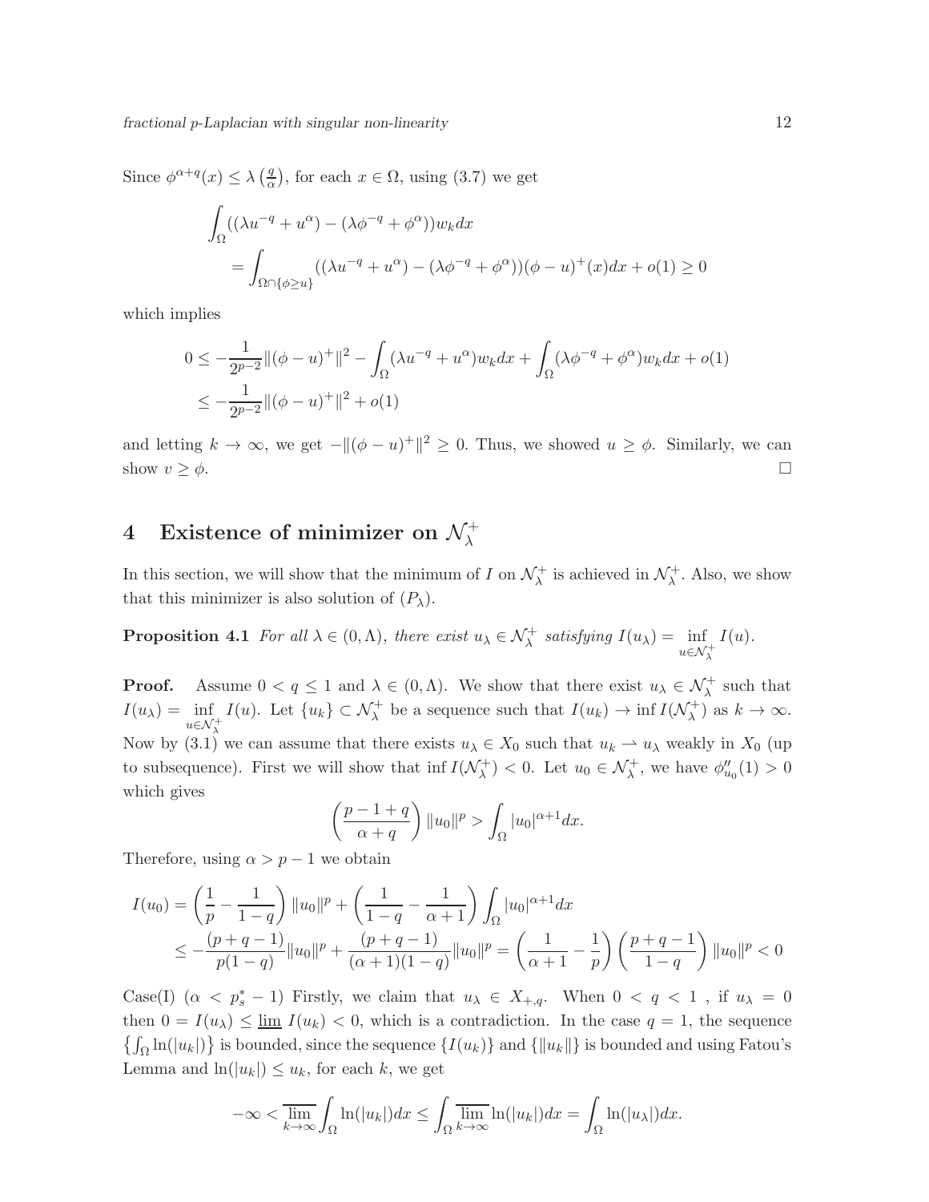Since $\phi^{\alpha+q}(x) \leq \lambda\left(\frac{q}{\alpha}\right)$, for each $x \in \Omega$, using (3.7) we get

$$\int_{\Omega}((\lambda u^{-q} + u^{\alpha}) - (\lambda\phi^{-q} + \phi^{\alpha}))w_k dx$$
$$= \int_{\Omega\cap\{\phi\geq u\}}((\lambda u^{-q} + u^{\alpha}) - (\lambda\phi^{-q} + \phi^{\alpha}))(\phi - u)^{+}(x)dx + o(1) \geq 0$$

which implies

$$0 \leq -\frac{1}{2^{p-2}}\|(\phi - u)^{+}\|^2 - \int_{\Omega}(\lambda u^{-q} + u^{\alpha})w_k dx + \int_{\Omega}(\lambda\phi^{-q} + \phi^{\alpha})w_k dx + o(1)$$
$$\leq -\frac{1}{2^{p-2}}\|(\phi - u)^{+}\|^2 + o(1)$$

and letting $k \to \infty$, we get $-\|(\phi - u)^{+}\|^2 \geq 0$. Thus, we showed $u \geq \phi$. Similarly, we can show $v \geq \phi$. $\square$

# 4 Existence of minimizer on $\mathcal{N}_{\lambda}^{+}$

In this section, we will show that the minimum of $I$ on $\mathcal{N}_{\lambda}^{+}$ is achieved in $\mathcal{N}_{\lambda}^{+}$. Also, we show that this minimizer is also solution of $(P_{\lambda})$.

**Proposition 4.1** *For all $\lambda \in (0, \Lambda)$, there exist $u_{\lambda} \in \mathcal{N}_{\lambda}^{+}$ satisfying $I(u_{\lambda}) = \inf\limits_{u\in\mathcal{N}_{\lambda}^{+}} I(u)$.*

**Proof.** Assume $0 < q \leq 1$ and $\lambda \in (0, \Lambda)$. We show that there exist $u_{\lambda} \in \mathcal{N}_{\lambda}^{+}$ such that $I(u_{\lambda}) = \inf\limits_{u\in\mathcal{N}_{\lambda}^{+}} I(u)$. Let $\{u_k\} \subset \mathcal{N}_{\lambda}^{+}$ be a sequence such that $I(u_k) \to \inf I(\mathcal{N}_{\lambda}^{+})$ as $k \to \infty$. Now by (3.1) we can assume that there exists $u_{\lambda} \in X_0$ such that $u_k \rightharpoonup u_{\lambda}$ weakly in $X_0$ (up to subsequence). First we will show that $\inf I(\mathcal{N}_{\lambda}^{+}) < 0$. Let $u_0 \in \mathcal{N}_{\lambda}^{+}$, we have $\phi''_{u_0}(1) > 0$ which gives

$$\left(\frac{p-1+q}{\alpha+q}\right)\|u_0\|^p > \int_{\Omega}|u_0|^{\alpha+1}dx.$$

Therefore, using $\alpha > p-1$ we obtain

$$I(u_0) = \left(\frac{1}{p} - \frac{1}{1-q}\right)\|u_0\|^p + \left(\frac{1}{1-q} - \frac{1}{\alpha+1}\right)\int_{\Omega}|u_0|^{\alpha+1}dx$$
$$\leq -\frac{(p+q-1)}{p(1-q)}\|u_0\|^p + \frac{(p+q-1)}{(\alpha+1)(1-q)}\|u_0\|^p = \left(\frac{1}{\alpha+1} - \frac{1}{p}\right)\left(\frac{p+q-1}{1-q}\right)\|u_0\|^p < 0$$

Case(I) ($\alpha < p_s^* - 1$) Firstly, we claim that $u_{\lambda} \in X_{+,q}$. When $0 < q < 1$, if $u_{\lambda} = 0$ then $0 = I(u_{\lambda}) \leq \underline{\lim}\, I(u_k) < 0$, which is a contradiction. In the case $q = 1$, the sequence $\left\{\int_{\Omega}\ln(|u_k|)\right\}$ is bounded, since the sequence $\{I(u_k)\}$ and $\{\|u_k\|\}$ is bounded and using Fatou's Lemma and $\ln(|u_k|) \leq u_k$, for each $k$, we get

$$-\infty < \overline{\lim_{k\to\infty}}\int_{\Omega}\ln(|u_k|)dx \leq \int_{\Omega}\overline{\lim_{k\to\infty}}\ln(|u_k|)dx = \int_{\Omega}\ln(|u_{\lambda}|)dx.$$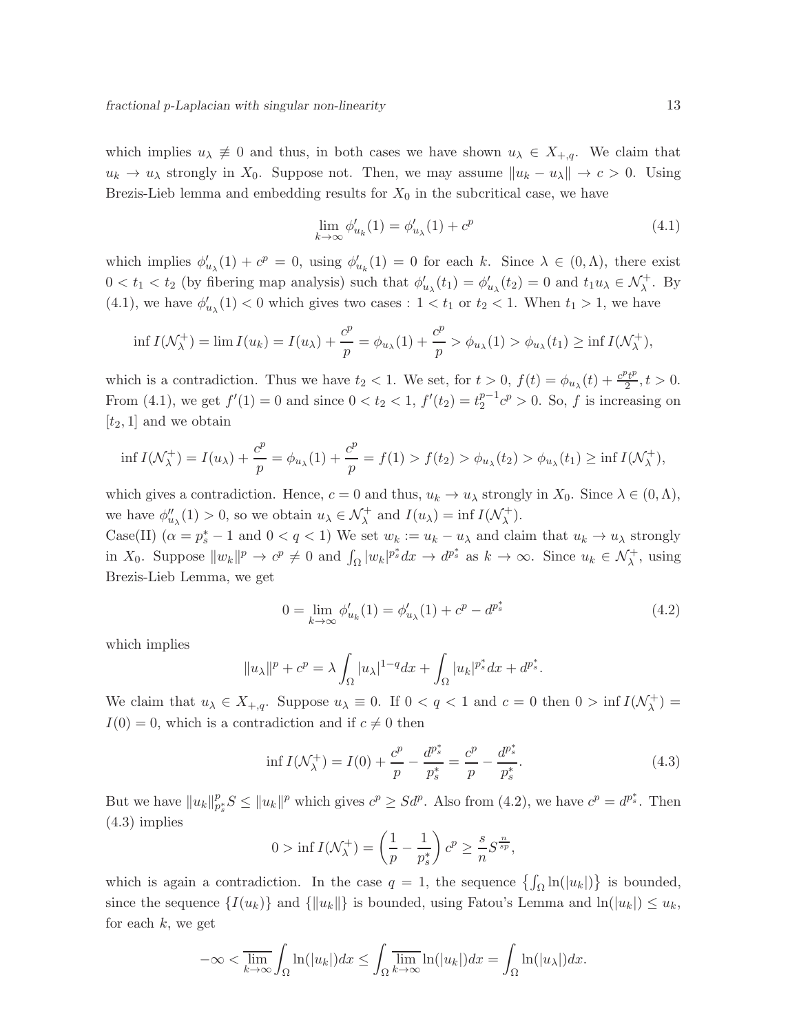which implies $u_\lambda \not\equiv 0$ and thus, in both cases we have shown $u_\lambda \in X_{+,q}$. We claim that $u_k \to u_\lambda$ strongly in $X_0$. Suppose not. Then, we may assume $\|u_k - u_\lambda\| \to c > 0$. Using Brezis-Lieb lemma and embedding results for $X_0$ in the subcritical case, we have

$$\lim_{k\to\infty} \phi'_{u_k}(1) = \phi'_{u_\lambda}(1) + c^p \tag{4.1}$$

which implies $\phi'_{u_\lambda}(1) + c^p = 0$, using $\phi'_{u_k}(1) = 0$ for each $k$. Since $\lambda \in (0, \Lambda)$, there exist $0 < t_1 < t_2$ (by fibering map analysis) such that $\phi'_{u_\lambda}(t_1) = \phi'_{u_\lambda}(t_2) = 0$ and $t_1 u_\lambda \in \mathcal{N}_\lambda^+$. By (4.1), we have $\phi'_{u_\lambda}(1) < 0$ which gives two cases : $1 < t_1$ or $t_2 < 1$. When $t_1 > 1$, we have

$$\inf I(\mathcal{N}_\lambda^+) = \lim I(u_k) = I(u_\lambda) + \frac{c^p}{p} = \phi_{u_\lambda}(1) + \frac{c^p}{p} > \phi_{u_\lambda}(1) > \phi_{u_\lambda}(t_1) \geq \inf I(\mathcal{N}_\lambda^+),$$

which is a contradiction. Thus we have $t_2 < 1$. We set, for $t > 0$, $f(t) = \phi_{u_\lambda}(t) + \frac{c^p t^p}{2}, t > 0$. From (4.1), we get $f'(1) = 0$ and since $0 < t_2 < 1$, $f'(t_2) = t_2^{p-1} c^p > 0$. So, $f$ is increasing on $[t_2, 1]$ and we obtain

$$\inf I(\mathcal{N}_\lambda^+) = I(u_\lambda) + \frac{c^p}{p} = \phi_{u_\lambda}(1) + \frac{c^p}{p} = f(1) > f(t_2) > \phi_{u_\lambda}(t_2) > \phi_{u_\lambda}(t_1) \geq \inf I(\mathcal{N}_\lambda^+),$$

which gives a contradiction. Hence, $c = 0$ and thus, $u_k \to u_\lambda$ strongly in $X_0$. Since $\lambda \in (0, \Lambda)$, we have $\phi''_{u_\lambda}(1) > 0$, so we obtain $u_\lambda \in \mathcal{N}_\lambda^+$ and $I(u_\lambda) = \inf I(\mathcal{N}_\lambda^+)$.

Case(II) ($\alpha = p_s^* - 1$ and $0 < q < 1$) We set $w_k := u_k - u_\lambda$ and claim that $u_k \to u_\lambda$ strongly in $X_0$. Suppose $\|w_k\|^p \to c^p \neq 0$ and $\int_\Omega |w_k|^{p_s^*} dx \to d^{p_s^*}$ as $k \to \infty$. Since $u_k \in \mathcal{N}_\lambda^+$, using Brezis-Lieb Lemma, we get

$$0 = \lim_{k\to\infty} \phi'_{u_k}(1) = \phi'_{u_\lambda}(1) + c^p - d^{p_s^*} \tag{4.2}$$

which implies

$$\|u_\lambda\|^p + c^p = \lambda \int_\Omega |u_\lambda|^{1-q} dx + \int_\Omega |u_k|^{p_s^*} dx + d^{p_s^*}.$$

We claim that $u_\lambda \in X_{+,q}$. Suppose $u_\lambda \equiv 0$. If $0 < q < 1$ and $c = 0$ then $0 > \inf I(\mathcal{N}_\lambda^+) = I(0) = 0$, which is a contradiction and if $c \neq 0$ then

$$\inf I(\mathcal{N}_\lambda^+) = I(0) + \frac{c^p}{p} - \frac{d^{p_s^*}}{p_s^*} = \frac{c^p}{p} - \frac{d^{p_s^*}}{p_s^*}. \tag{4.3}$$

But we have $\|u_k\|_{p_s^*}^p S \leq \|u_k\|^p$ which gives $c^p \geq S d^p$. Also from (4.2), we have $c^p = d^{p_s^*}$. Then (4.3) implies

$$0 > \inf I(\mathcal{N}_\lambda^+) = \left( \frac{1}{p} - \frac{1}{p_s^*} \right) c^p \geq \frac{s}{n} S^{\frac{n}{sp}},$$

which is again a contradiction. In the case $q = 1$, the sequence $\left\{ \int_\Omega \ln(|u_k|) \right\}$ is bounded, since the sequence $\{I(u_k)\}$ and $\{\|u_k\|\}$ is bounded, using Fatou's Lemma and $\ln(|u_k|) \leq u_k$, for each $k$, we get

$$-\infty < \overline{\lim_{k\to\infty}} \int_\Omega \ln(|u_k|) dx \leq \int_\Omega \overline{\lim_{k\to\infty}} \ln(|u_k|) dx = \int_\Omega \ln(|u_\lambda|) dx.$$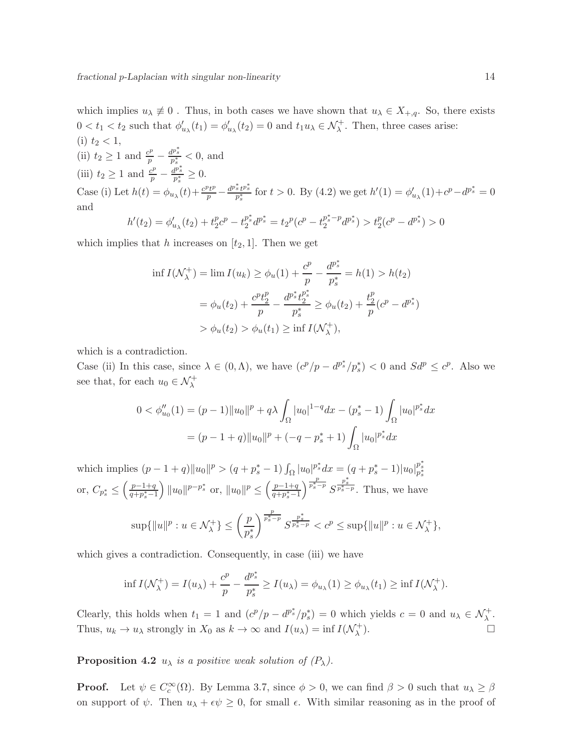which implies $u_\lambda \not\equiv 0$ . Thus, in both cases we have shown that $u_\lambda \in X_{+,q}$. So, there exists $0 < t_1 < t_2$ such that $\phi'_{u_\lambda}(t_1) = \phi'_{u_\lambda}(t_2) = 0$ and $t_1 u_\lambda \in \mathcal{N}_\lambda^+$. Then, three cases arise:
(i) $t_2 < 1$,
(ii) $t_2 \geq 1$ and $\frac{c^p}{p} - \frac{d^{p_s^*}}{p_s^*} < 0$, and
(iii) $t_2 \geq 1$ and $\frac{c^p}{p} - \frac{d^{p_s^*}}{p_s^*} \geq 0$.
Case (i) Let $h(t) = \phi_{u_\lambda}(t) + \frac{c^p t^p}{p} - \frac{d^{p_s^*} t^{p_s^*}}{p_s^*}$ for $t > 0$. By (4.2) we get $h'(1) = \phi'_{u_\lambda}(1) + c^p - d^{p^*} = 0$ and

$$h'(t_2) = \phi'_{u_\lambda}(t_2) + t_2^p c^p - t_2^{p_s^*} d^{p^*} = t_2{}^p(c^p - t_2^{p_s^*-p} d^{p_s^*}) > t_2^p(c^p - d^{p_s^*}) > 0$$

which implies that $h$ increases on $[t_2, 1]$. Then we get

$$\begin{aligned}
\inf I(\mathcal{N}_\lambda^+) = \lim I(u_k) &\geq \phi_u(1) + \frac{c^p}{p} - \frac{d^{p_s^*}}{p_s^*} = h(1) > h(t_2) \\
&= \phi_u(t_2) + \frac{c^p t_2^p}{p} - \frac{d^{p_s^*} t_2^{p_s^*}}{p_s^*} \geq \phi_u(t_2) + \frac{t_2^p}{p}(c^p - d^{p_s^*}) \\
&> \phi_u(t_2) > \phi_u(t_1) \geq \inf I(\mathcal{N}_\lambda^+),
\end{aligned}$$

which is a contradiction.
Case (ii) In this case, since $\lambda \in (0, \Lambda)$, we have $(c^p/p - d^{p_s^*}/p_s^*) < 0$ and $Sd^p \leq c^p$. Also we see that, for each $u_0 \in \mathcal{N}_\lambda^+$

$$\begin{aligned}
0 < \phi''_{u_0}(1) &= (p-1)\|u_0\|^p + q\lambda \int_\Omega |u_0|^{1-q} dx - (p_s^* - 1)\int_\Omega |u_0|^{p_s^*} dx \\
&= (p - 1 + q)\|u_0\|^p + (-q - p_s^* + 1)\int_\Omega |u_0|^{p_s^*} dx
\end{aligned}$$

which implies $(p-1+q)\|u_0\|^p > (q + p_s^* - 1)\int_\Omega |u_0|^{p_s^*} dx = (q + p_s^* - 1)|u_0|_{p_s^*}^{p_s^*}$ or, $C_{p_s^*} \leq \left(\frac{p-1+q}{q+p_s^*-1}\right)\|u_0\|^{p-p_s^*}$ or, $\|u_0\|^p \leq \left(\frac{p-1+q}{q+p_s^*-1}\right)^{\frac{p}{p_s^*-p}} S^{\frac{p_s^*}{p_s^*-p}}$. Thus, we have

$$\sup\{\|u\|^p : u \in \mathcal{N}_\lambda^+\} \leq \left(\frac{p}{p_s^*}\right)^{\frac{p}{p_s^*-p}} S^{\frac{p_s^*}{p_s^*-p}} < c^p \leq \sup\{\|u\|^p : u \in \mathcal{N}_\lambda^+\},$$

which gives a contradiction. Consequently, in case (iii) we have

$$\inf I(\mathcal{N}_\lambda^+) = I(u_\lambda) + \frac{c^p}{p} - \frac{d^{p_s^*}}{p_s^*} \geq I(u_\lambda) = \phi_{u_\lambda}(1) \geq \phi_{u_\lambda}(t_1) \geq \inf I(\mathcal{N}_\lambda^+).$$

Clearly, this holds when $t_1 = 1$ and $(c^p/p - d^{p_s^*}/p_s^*) = 0$ which yields $c = 0$ and $u_\lambda \in \mathcal{N}_\lambda^+$. Thus, $u_k \to u_\lambda$ strongly in $X_0$ as $k \to \infty$ and $I(u_\lambda) = \inf I(\mathcal{N}_\lambda^+)$. □

**Proposition 4.2** *$u_\lambda$ is a positive weak solution of $(P_\lambda)$.*

**Proof.** Let $\psi \in C_c^\infty(\Omega)$. By Lemma 3.7, since $\phi > 0$, we can find $\beta > 0$ such that $u_\lambda \geq \beta$ on support of $\psi$. Then $u_\lambda + \epsilon\psi \geq 0$, for small $\epsilon$. With similar reasoning as in the proof of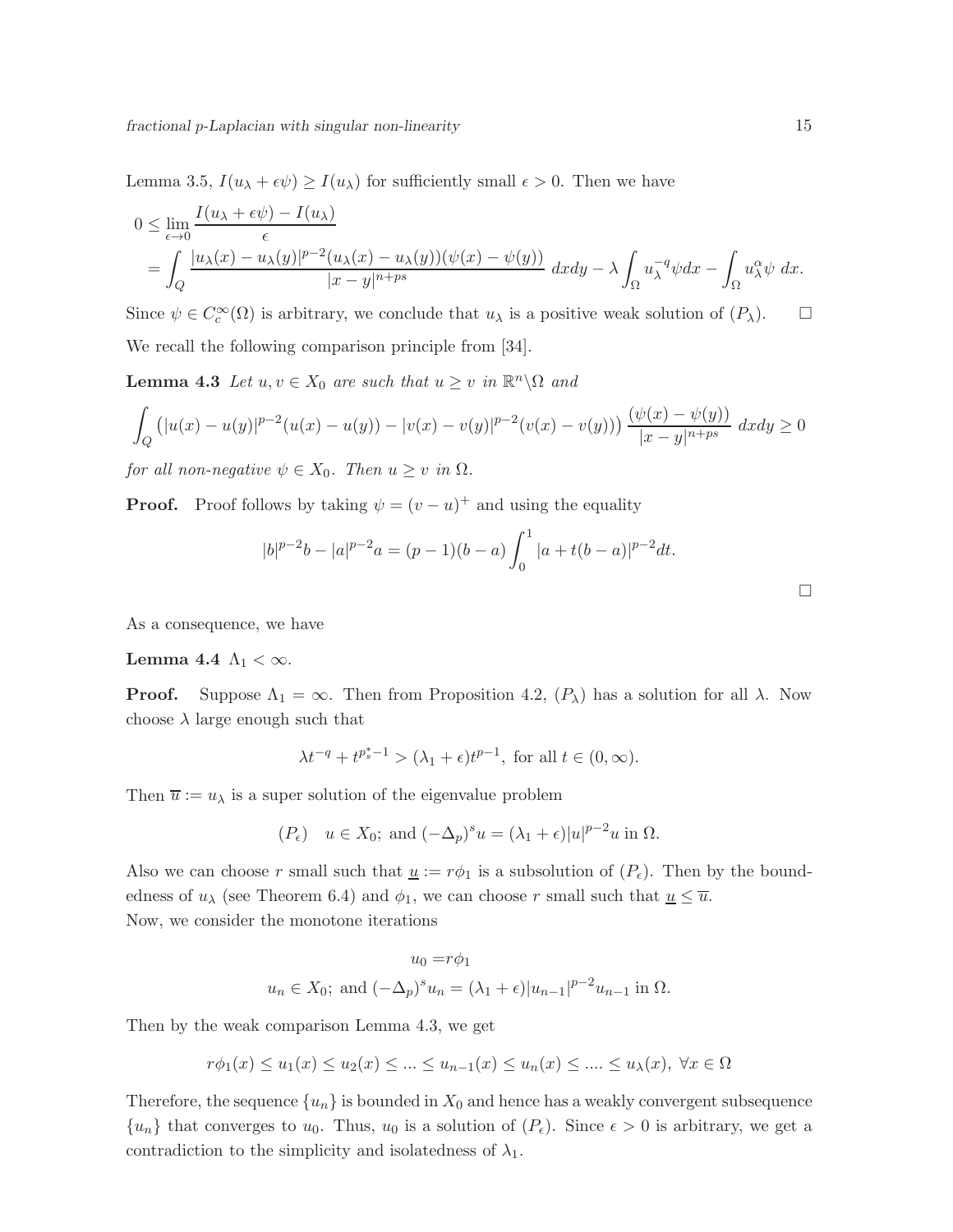Lemma 3.5, $I(u_\lambda + \epsilon\psi) \geq I(u_\lambda)$ for sufficiently small $\epsilon > 0$. Then we have

$$
\begin{aligned}
0 &\leq \lim_{\epsilon \to 0} \frac{I(u_\lambda + \epsilon\psi) - I(u_\lambda)}{\epsilon} \\
&= \int_Q \frac{|u_\lambda(x) - u_\lambda(y)|^{p-2}(u_\lambda(x) - u_\lambda(y))(\psi(x) - \psi(y))}{|x-y|^{n+ps}} \, dxdy - \lambda \int_\Omega u_\lambda^{-q} \psi dx - \int_\Omega u_\lambda^{\alpha} \psi \, dx.
\end{aligned}
$$

Since $\psi \in C_c^\infty(\Omega)$ is arbitrary, we conclude that $u_\lambda$ is a positive weak solution of $(P_\lambda)$. $\square$

We recall the following comparison principle from [34].

**Lemma 4.3** *Let $u, v \in X_0$ are such that $u \geq v$ in $\mathbb{R}^n \backslash \Omega$ and*

$$
\int_Q \left( |u(x) - u(y)|^{p-2}(u(x) - u(y)) - |v(x) - v(y)|^{p-2}(v(x) - v(y)) \right) \frac{(\psi(x) - \psi(y))}{|x-y|^{n+ps}} \, dxdy \geq 0
$$

*for all non-negative $\psi \in X_0$. Then $u \geq v$ in $\Omega$.*

**Proof.** Proof follows by taking $\psi = (v-u)^+$ and using the equality

$$
|b|^{p-2}b - |a|^{p-2}a = (p-1)(b-a) \int_0^1 |a + t(b-a)|^{p-2} dt.
$$

$\square$

As a consequence, we have

**Lemma 4.4** $\Lambda_1 < \infty$.

**Proof.** Suppose $\Lambda_1 = \infty$. Then from Proposition 4.2, $(P_\lambda)$ has a solution for all $\lambda$. Now choose $\lambda$ large enough such that

$$
\lambda t^{-q} + t^{p_s^* - 1} > (\lambda_1 + \epsilon) t^{p-1}, \text{ for all } t \in (0, \infty).
$$

Then $\overline{u} := u_\lambda$ is a super solution of the eigenvalue problem

$$
(P_\epsilon) \quad u \in X_0; \text{ and } (-\Delta_p)^s u = (\lambda_1 + \epsilon)|u|^{p-2}u \text{ in } \Omega.
$$

Also we can choose $r$ small such that $\underline{u} := r\phi_1$ is a subsolution of $(P_\epsilon)$. Then by the boundedness of $u_\lambda$ (see Theorem 6.4) and $\phi_1$, we can choose $r$ small such that $\underline{u} \leq \overline{u}$.
Now, we consider the monotone iterations

$$
\begin{aligned}
u_0 &= r\phi_1 \\
u_n \in X_0; &\text{ and } (-\Delta_p)^s u_n = (\lambda_1 + \epsilon)|u_{n-1}|^{p-2}u_{n-1} \text{ in } \Omega.
\end{aligned}
$$

Then by the weak comparison Lemma 4.3, we get

$$
r\phi_1(x) \leq u_1(x) \leq u_2(x) \leq \dots \leq u_{n-1}(x) \leq u_n(x) \leq \dots \leq u_\lambda(x), \ \forall x \in \Omega
$$

Therefore, the sequence $\{u_n\}$ is bounded in $X_0$ and hence has a weakly convergent subsequence $\{u_n\}$ that converges to $u_0$. Thus, $u_0$ is a solution of $(P_\epsilon)$. Since $\epsilon > 0$ is arbitrary, we get a contradiction to the simplicity and isolatedness of $\lambda_1$.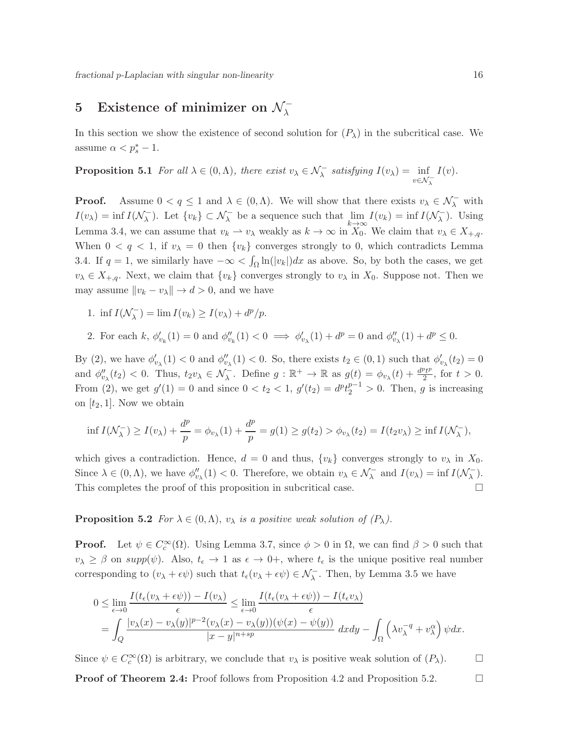## 5 Existence of minimizer on $\mathcal{N}_\lambda^-$

In this section we show the existence of second solution for $(P_\lambda)$ in the subcritical case. We assume $\alpha < p_s^* - 1$.

**Proposition 5.1** *For all $\lambda \in (0, \Lambda)$, there exist $v_\lambda \in \mathcal{N}_\lambda^-$ satisfying $I(v_\lambda) = \inf_{v \in \mathcal{N}_\lambda^-} I(v)$.*

**Proof.** Assume $0 < q \leq 1$ and $\lambda \in (0, \Lambda)$. We will show that there exists $v_\lambda \in \mathcal{N}_\lambda^-$ with $I(v_\lambda) = \inf I(\mathcal{N}_\lambda^-)$. Let $\{v_k\} \subset \mathcal{N}_\lambda^-$ be a sequence such that $\lim_{k \to \infty} I(v_k) = \inf I(\mathcal{N}_\lambda^-)$. Using Lemma 3.4, we can assume that $v_k \rightharpoonup v_\lambda$ weakly as $k \to \infty$ in $X_0$. We claim that $v_\lambda \in X_{+,q}$. When $0 < q < 1$, if $v_\lambda = 0$ then $\{v_k\}$ converges strongly to 0, which contradicts Lemma 3.4. If $q = 1$, we similarly have $-\infty < \int_\Omega \ln(|v_k|)dx$ as above. So, by both the cases, we get $v_\lambda \in X_{+,q}$. Next, we claim that $\{v_k\}$ converges strongly to $v_\lambda$ in $X_0$. Suppose not. Then we may assume $\|v_k - v_\lambda\| \to d > 0$, and we have

1. $\inf I(\mathcal{N}_\lambda^-) = \lim I(v_k) \geq I(v_\lambda) + d^p/p$.
2. For each $k$, $\phi'_{v_k}(1) = 0$ and $\phi''_{v_k}(1) < 0 \implies \phi'_{v_\lambda}(1) + d^p = 0$ and $\phi''_{v_\lambda}(1) + d^p \leq 0$.

By (2), we have $\phi'_{v_\lambda}(1) < 0$ and $\phi''_{v_\lambda}(1) < 0$. So, there exists $t_2 \in (0,1)$ such that $\phi'_{v_\lambda}(t_2) = 0$ and $\phi''_{v_\lambda}(t_2) < 0$. Thus, $t_2 v_\lambda \in \mathcal{N}_\lambda^-$. Define $g : \mathbb{R}^+ \to \mathbb{R}$ as $g(t) = \phi_{v_\lambda}(t) + \frac{d^p t^p}{2}$, for $t > 0$. From (2), we get $g'(1) = 0$ and since $0 < t_2 < 1$, $g'(t_2) = d^p t_2^{p-1} > 0$. Then, $g$ is increasing on $[t_2, 1]$. Now we obtain

$$\inf I(\mathcal{N}_\lambda^-) \geq I(v_\lambda) + \frac{d^p}{p} = \phi_{v_\lambda}(1) + \frac{d^p}{p} = g(1) \geq g(t_2) > \phi_{v_\lambda}(t_2) = I(t_2 v_\lambda) \geq \inf I(\mathcal{N}_\lambda^-),$$

which gives a contradiction. Hence, $d = 0$ and thus, $\{v_k\}$ converges strongly to $v_\lambda$ in $X_0$. Since $\lambda \in (0, \Lambda)$, we have $\phi''_{v_\lambda}(1) < 0$. Therefore, we obtain $v_\lambda \in \mathcal{N}_\lambda^-$ and $I(v_\lambda) = \inf I(\mathcal{N}_\lambda^-)$. This completes the proof of this proposition in subcritical case. □

**Proposition 5.2** *For $\lambda \in (0, \Lambda)$, $v_\lambda$ is a positive weak solution of $(P_\lambda)$.*

**Proof.** Let $\psi \in C_c^\infty(\Omega)$. Using Lemma 3.7, since $\phi > 0$ in $\Omega$, we can find $\beta > 0$ such that $v_\lambda \geq \beta$ on $supp(\psi)$. Also, $t_\epsilon \to 1$ as $\epsilon \to 0+$, where $t_\epsilon$ is the unique positive real number corresponding to $(v_\lambda + \epsilon\psi)$ such that $t_\epsilon(v_\lambda + \epsilon\psi) \in \mathcal{N}_\lambda^-$. Then, by Lemma 3.5 we have

$$\begin{aligned}
0 &\leq \lim_{\epsilon \to 0} \frac{I(t_\epsilon(v_\lambda + \epsilon\psi)) - I(v_\lambda)}{\epsilon} \leq \lim_{\epsilon \to 0} \frac{I(t_\epsilon(v_\lambda + \epsilon\psi)) - I(t_\epsilon v_\lambda)}{\epsilon} \\
&= \int_Q \frac{|v_\lambda(x) - v_\lambda(y)|^{p-2}(v_\lambda(x) - v_\lambda(y))(\psi(x) - \psi(y))}{|x-y|^{n+sp}} \, dxdy - \int_\Omega \left( \lambda v_\lambda^{-q} + v_\lambda^\alpha \right) \psi dx.
\end{aligned}$$

Since $\psi \in C_c^\infty(\Omega)$ is arbitrary, we conclude that $v_\lambda$ is positive weak solution of $(P_\lambda)$. □

**Proof of Theorem 2.4:** Proof follows from Proposition 4.2 and Proposition 5.2. □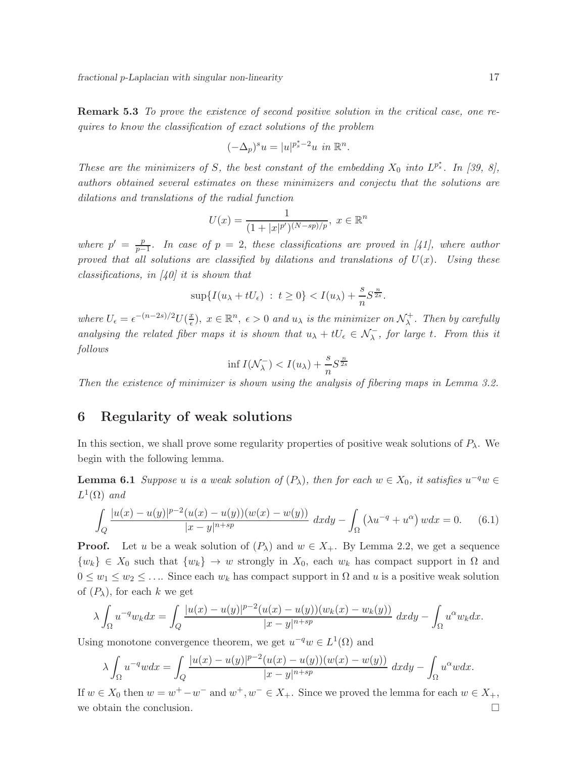**Remark 5.3** *To prove the existence of second positive solution in the critical case, one requires to know the classification of exact solutions of the problem*

$$(-\Delta_p)^s u = |u|^{p_s^*-2}u \text{ in } \mathbb{R}^n.$$

*These are the minimizers of* $S$*, the best constant of the embedding* $X_0$ *into* $L^{p_s^*}$*. In [39, 8], authors obtained several estimates on these minimizers and conjectu that the solutions are dilations and translations of the radial function*

$$U(x) = \frac{1}{(1+|x|^{p'})^{(N-sp)/p}},\ x \in \mathbb{R}^n$$

*where* $p' = \frac{p}{p-1}$*. In case of* $p = 2$*, these classifications are proved in [41], where author proved that all solutions are classified by dilations and translations of* $U(x)$*. Using these classifications, in [40] it is shown that*

$$\sup\{I(u_\lambda + tU_\epsilon)\ :\ t \geq 0\} < I(u_\lambda) + \frac{s}{n}S^{\frac{n}{2s}}.$$

*where* $U_\epsilon = \epsilon^{-(n-2s)/2}U(\frac{x}{\epsilon}),\ x \in \mathbb{R}^n,\ \epsilon > 0$ *and* $u_\lambda$ *is the minimizer on* $\mathcal{N}_\lambda^+$*. Then by carefully analysing the related fiber maps it is shown that* $u_\lambda + tU_\epsilon \in \mathcal{N}_\lambda^-$*, for large* $t$*. From this it follows*

$$\inf I(\mathcal{N}_\lambda^-) < I(u_\lambda) + \frac{s}{n}S^{\frac{n}{2s}}$$

*Then the existence of minimizer is shown using the analysis of fibering maps in Lemma 3.2.*

## 6 Regularity of weak solutions

In this section, we shall prove some regularity properties of positive weak solutions of $P_\lambda$. We begin with the following lemma.

**Lemma 6.1** *Suppose* $u$ *is a weak solution of* $(P_\lambda)$*, then for each* $w \in X_0$*, it satisfies* $u^{-q}w \in L^1(\Omega)$ *and*

$$\int_Q \frac{|u(x)-u(y)|^{p-2}(u(x)-u(y))(w(x)-w(y))}{|x-y|^{n+sp}}\ dxdy - \int_\Omega \left(\lambda u^{-q} + u^\alpha\right) w dx = 0. \tag{6.1}$$

**Proof.** Let $u$ be a weak solution of $(P_\lambda)$ and $w \in X_+$. By Lemma 2.2, we get a sequence $\{w_k\} \in X_0$ such that $\{w_k\} \to w$ strongly in $X_0$, each $w_k$ has compact support in $\Omega$ and $0 \leq w_1 \leq w_2 \leq \ldots$. Since each $w_k$ has compact support in $\Omega$ and $u$ is a positive weak solution of $(P_\lambda)$, for each $k$ we get

$$\lambda \int_\Omega u^{-q} w_k dx = \int_Q \frac{|u(x)-u(y)|^{p-2}(u(x)-u(y))(w_k(x)-w_k(y))}{|x-y|^{n+sp}}\ dxdy - \int_\Omega u^\alpha w_k dx.$$

Using monotone convergence theorem, we get $u^{-q}w \in L^1(\Omega)$ and

$$\lambda \int_\Omega u^{-q} w dx = \int_Q \frac{|u(x)-u(y)|^{p-2}(u(x)-u(y))(w(x)-w(y))}{|x-y|^{n+sp}}\ dxdy - \int_\Omega u^\alpha w dx.$$

If $w \in X_0$ then $w = w^+ - w^-$ and $w^+, w^- \in X_+$. Since we proved the lemma for each $w \in X_+$, we obtain the conclusion. □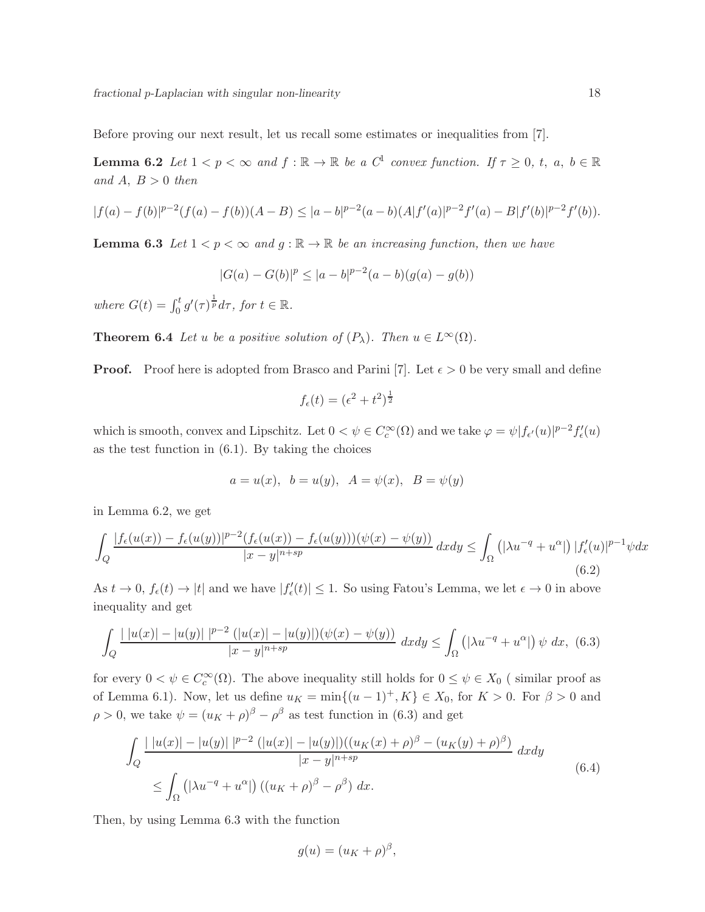Before proving our next result, let us recall some estimates or inequalities from [7].

**Lemma 6.2** *Let $1 < p < \infty$ and $f : \mathbb{R} \to \mathbb{R}$ be a $C^1$ convex function. If $\tau \geq 0$, $t$, $a$, $b \in \mathbb{R}$ and $A$, $B > 0$ then*

$$|f(a) - f(b)|^{p-2}(f(a) - f(b))(A - B) \leq |a - b|^{p-2}(a - b)(A|f'(a)|^{p-2}f'(a) - B|f'(b)|^{p-2}f'(b)).$$

**Lemma 6.3** *Let $1 < p < \infty$ and $g : \mathbb{R} \to \mathbb{R}$ be an increasing function, then we have*

$$|G(a) - G(b)|^p \leq |a - b|^{p-2}(a - b)(g(a) - g(b))$$

*where $G(t) = \int_0^t g'(\tau)^{\frac{1}{p}} d\tau$, for $t \in \mathbb{R}$.*

**Theorem 6.4** *Let $u$ be a positive solution of $(P_\lambda)$. Then $u \in L^\infty(\Omega)$.*

**Proof.** Proof here is adopted from Brasco and Parini [7]. Let $\epsilon > 0$ be very small and define

$$f_\epsilon(t) = (\epsilon^2 + t^2)^{\frac{1}{2}}$$

which is smooth, convex and Lipschitz. Let $0 < \psi \in C_c^\infty(\Omega)$ and we take $\varphi = \psi|f_{\epsilon'}(u)|^{p-2}f'_\epsilon(u)$ as the test function in (6.1). By taking the choices

$$a = u(x), \;\; b = u(y), \;\; A = \psi(x), \;\; B = \psi(y)$$

in Lemma 6.2, we get

$$\int_Q \frac{|f_\epsilon(u(x)) - f_\epsilon(u(y))|^{p-2}(f_\epsilon(u(x)) - f_\epsilon(u(y)))(\psi(x) - \psi(y))}{|x - y|^{n+sp}}\, dxdy \leq \int_\Omega \left(|\lambda u^{-q} + u^\alpha|\right) |f'_\epsilon(u)|^{p-1}\psi dx \tag{6.2}$$

As $t \to 0$, $f_\epsilon(t) \to |t|$ and we have $|f'_\epsilon(t)| \leq 1$. So using Fatou's Lemma, we let $\epsilon \to 0$ in above inequality and get

$$\int_Q \frac{|\,|u(x)| - |u(y)|\,|^{p-2}\,(|u(x)| - |u(y)|)(\psi(x) - \psi(y))}{|x - y|^{n+sp}}\; dxdy \leq \int_\Omega \left(|\lambda u^{-q} + u^\alpha|\right) \psi\; dx, \tag{6.3}$$

for every $0 < \psi \in C_c^\infty(\Omega)$. The above inequality still holds for $0 \leq \psi \in X_0$ ( similar proof as of Lemma 6.1). Now, let us define $u_K = \min\{(u-1)^+, K\} \in X_0$, for $K > 0$. For $\beta > 0$ and $\rho > 0$, we take $\psi = (u_K + \rho)^\beta - \rho^\beta$ as test function in (6.3) and get

$$\begin{aligned}
&\int_Q \frac{|\,|u(x)| - |u(y)|\,|^{p-2}\,(|u(x)| - |u(y)|)((u_K(x) + \rho)^\beta - (u_K(y) + \rho)^\beta)}{|x - y|^{n+sp}}\; dxdy \\
&\quad \leq \int_\Omega \left(|\lambda u^{-q} + u^\alpha|\right) \left((u_K + \rho)^\beta - \rho^\beta\right)\, dx.
\end{aligned} \tag{6.4}$$

Then, by using Lemma 6.3 with the function

$$g(u) = (u_K + \rho)^\beta,$$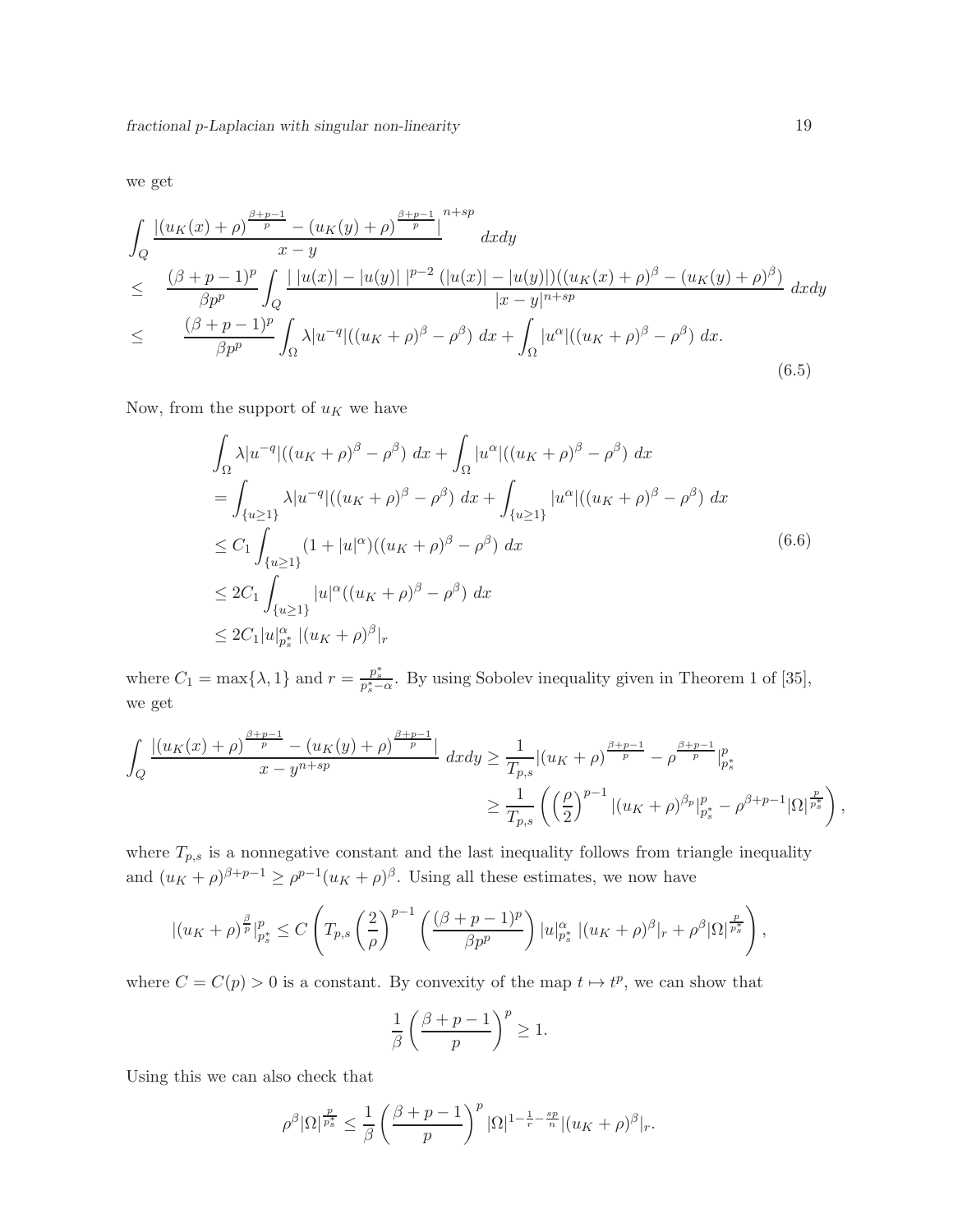we get

$$
\begin{aligned}
&\int_Q \frac{|(u_K(x)+\rho)^{\frac{\beta+p-1}{p}} - (u_K(y)+\rho)^{\frac{\beta+p-1}{p}}|}{x-y}^{n+sp} \, dxdy \\
\leq \quad & \frac{(\beta+p-1)^p}{\beta p^p} \int_Q \frac{|\,|u(x)|-|u(y)|\,|^{p-2}\,(|u(x)|-|u(y)|)((u_K(x)+\rho)^\beta - (u_K(y)+\rho)^\beta)}{|x-y|^{n+sp}} \, dxdy \\
\leq \quad & \frac{(\beta+p-1)^p}{\beta p^p} \int_\Omega \lambda |u^{-q}|((u_K+\rho)^\beta - \rho^\beta) \, dx + \int_\Omega |u^\alpha|((u_K+\rho)^\beta - \rho^\beta) \, dx.
\end{aligned}
\tag{6.5}
$$

Now, from the support of $u_K$ we have

$$
\begin{aligned}
&\int_\Omega \lambda |u^{-q}|((u_K+\rho)^\beta - \rho^\beta) \, dx + \int_\Omega |u^\alpha|((u_K+\rho)^\beta - \rho^\beta) \, dx \\
&= \int_{\{u\geq 1\}} \lambda |u^{-q}|((u_K+\rho)^\beta - \rho^\beta) \, dx + \int_{\{u\geq 1\}} |u^\alpha|((u_K+\rho)^\beta - \rho^\beta) \, dx \\
&\leq C_1 \int_{\{u\geq 1\}} (1+|u|^\alpha)((u_K+\rho)^\beta - \rho^\beta) \, dx \\
&\leq 2C_1 \int_{\{u\geq 1\}} |u|^\alpha((u_K+\rho)^\beta - \rho^\beta) \, dx \\
&\leq 2C_1 |u|^\alpha_{p_s^*} \, |(u_K+\rho)^\beta|_r
\end{aligned}
\tag{6.6}
$$

where $C_1 = \max\{\lambda, 1\}$ and $r = \frac{p_s^*}{p_s^*-\alpha}$. By using Sobolev inequality given in Theorem 1 of [35], we get

$$
\begin{aligned}
\int_Q \frac{|(u_K(x)+\rho)^{\frac{\beta+p-1}{p}} - (u_K(y)+\rho)^{\frac{\beta+p-1}{p}}|}{x-y^{n+sp}} \, dxdy &\geq \frac{1}{T_{p,s}} |(u_K+\rho)^{\frac{\beta+p-1}{p}} - \rho^{\frac{\beta+p-1}{p}}|^p_{p_s^*} \\
&\geq \frac{1}{T_{p,s}} \left( \left(\frac{\rho}{2}\right)^{p-1} |(u_K+\rho)^{\beta_p}|^p_{p_s^*} - \rho^{\beta+p-1}|\Omega|^{\frac{p}{p_s^*}} \right),
\end{aligned}
$$

where $T_{p,s}$ is a nonnegative constant and the last inequality follows from triangle inequality and $(u_K+\rho)^{\beta+p-1} \geq \rho^{p-1}(u_K+\rho)^\beta$. Using all these estimates, we now have

$$
|(u_K+\rho)^{\frac{\beta}{p}}|^p_{p_s^*} \leq C \left( T_{p,s} \left(\frac{2}{\rho}\right)^{p-1} \left(\frac{(\beta+p-1)^p}{\beta p^p}\right) |u|^\alpha_{p_s^*} \, |(u_K+\rho)^\beta|_r + \rho^\beta |\Omega|^{\frac{p}{p_s^*}} \right),
$$

where $C = C(p) > 0$ is a constant. By convexity of the map $t \mapsto t^p$, we can show that

$$
\frac{1}{\beta} \left(\frac{\beta+p-1}{p}\right)^p \geq 1.
$$

Using this we can also check that

$$
\rho^\beta |\Omega|^{\frac{p}{p_s^*}} \leq \frac{1}{\beta} \left(\frac{\beta+p-1}{p}\right)^p |\Omega|^{1-\frac{1}{r}-\frac{sp}{n}} |(u_K+\rho)^\beta|_r.
$$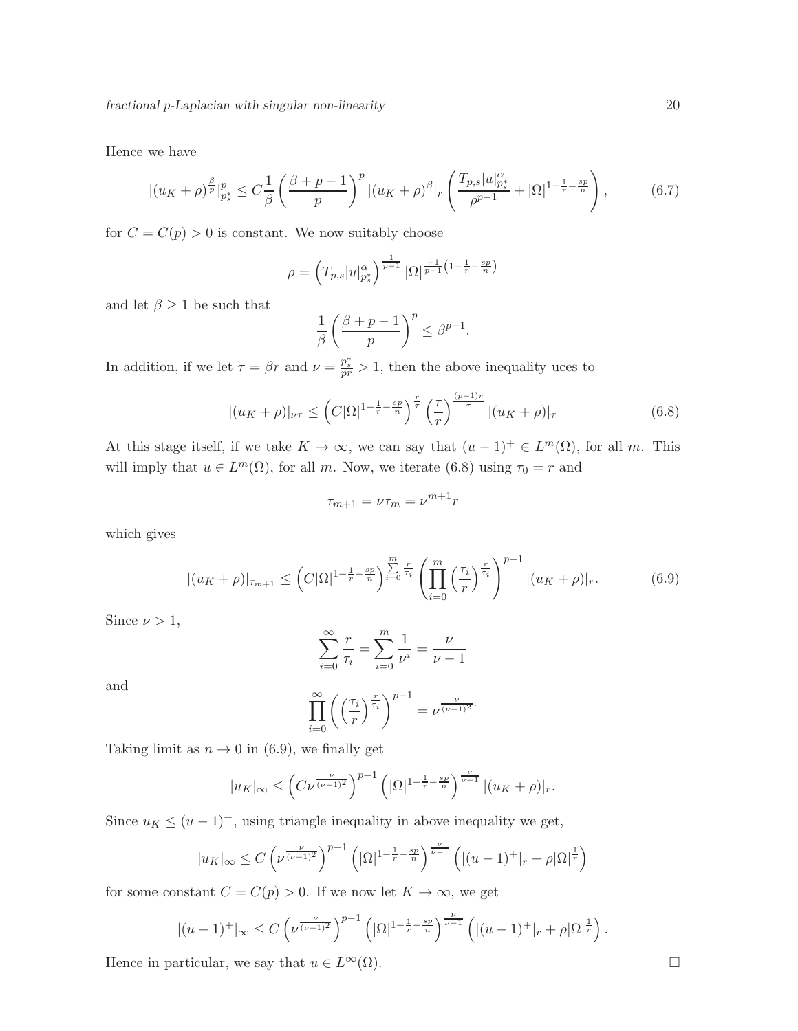Hence we have

$$|(u_K+\rho)^{\frac{\beta}{p}}|_{p_s^*}^p \leq C\frac{1}{\beta}\left(\frac{\beta+p-1}{p}\right)^p |(u_K+\rho)^\beta|_r \left(\frac{T_{p,s}|u|_{p_s^*}^\alpha}{\rho^{p-1}} + |\Omega|^{1-\frac{1}{r}-\frac{sp}{n}}\right), \tag{6.7}$$

for $C = C(p) > 0$ is constant. We now suitably choose

$$\rho = \left(T_{p,s}|u|_{p_s^*}^\alpha\right)^{\frac{1}{p-1}} |\Omega|^{\frac{-1}{p-1}\left(1-\frac{1}{r}-\frac{sp}{n}\right)}$$

and let $\beta \geq 1$ be such that

$$\frac{1}{\beta}\left(\frac{\beta+p-1}{p}\right)^p \leq \beta^{p-1}.$$

In addition, if we let $\tau = \beta r$ and $\nu = \frac{p_s^*}{pr} > 1$, then the above inequality uces to

$$|(u_K+\rho)|_{\nu\tau} \leq \left(C|\Omega|^{1-\frac{1}{r}-\frac{sp}{n}}\right)^{\frac{r}{\tau}} \left(\frac{\tau}{r}\right)^{\frac{(p-1)r}{\tau}} |(u_K+\rho)|_\tau \tag{6.8}$$

At this stage itself, if we take $K \to \infty$, we can say that $(u-1)^+ \in L^m(\Omega)$, for all $m$. This will imply that $u \in L^m(\Omega)$, for all $m$. Now, we iterate (6.8) using $\tau_0 = r$ and

$$\tau_{m+1} = \nu\tau_m = \nu^{m+1} r$$

which gives

$$|(u_K+\rho)|_{\tau_{m+1}} \leq \left(C|\Omega|^{1-\frac{1}{r}-\frac{sp}{n}}\right)^{\sum_{i=0}^{m}\frac{r}{\tau_i}} \left(\prod_{i=0}^{m}\left(\frac{\tau_i}{r}\right)^{\frac{r}{\tau_i}}\right)^{p-1} |(u_K+\rho)|_r. \tag{6.9}$$

Since $\nu > 1$,

$$\sum_{i=0}^{\infty}\frac{r}{\tau_i} = \sum_{i=0}^{m}\frac{1}{\nu^i} = \frac{\nu}{\nu-1}$$

and

$$\prod_{i=0}^{\infty}\left(\left(\frac{\tau_i}{r}\right)^{\frac{r}{\tau_i}}\right)^{p-1} = \nu^{\frac{\nu}{(\nu-1)^2}}.$$

Taking limit as $n \to 0$ in (6.9), we finally get

$$|u_K|_\infty \leq \left(C\nu^{\frac{\nu}{(\nu-1)^2}}\right)^{p-1} \left(|\Omega|^{1-\frac{1}{r}-\frac{sp}{n}}\right)^{\frac{\nu}{\nu-1}} |(u_K+\rho)|_r.$$

Since $u_K \leq (u-1)^+$, using triangle inequality in above inequality we get,

$$|u_K|_\infty \leq C\left(\nu^{\frac{\nu}{(\nu-1)^2}}\right)^{p-1} \left(|\Omega|^{1-\frac{1}{r}-\frac{sp}{n}}\right)^{\frac{\nu}{\nu-1}} \left(|(u-1)^+|_r + \rho|\Omega|^{\frac{1}{r}}\right)$$

for some constant $C = C(p) > 0$. If we now let $K \to \infty$, we get

$$|(u-1)^+|_\infty \leq C\left(\nu^{\frac{\nu}{(\nu-1)^2}}\right)^{p-1} \left(|\Omega|^{1-\frac{1}{r}-\frac{sp}{n}}\right)^{\frac{\nu}{\nu-1}} \left(|(u-1)^+|_r + \rho|\Omega|^{\frac{1}{r}}\right).$$

Hence in particular, we say that $u \in L^\infty(\Omega)$. □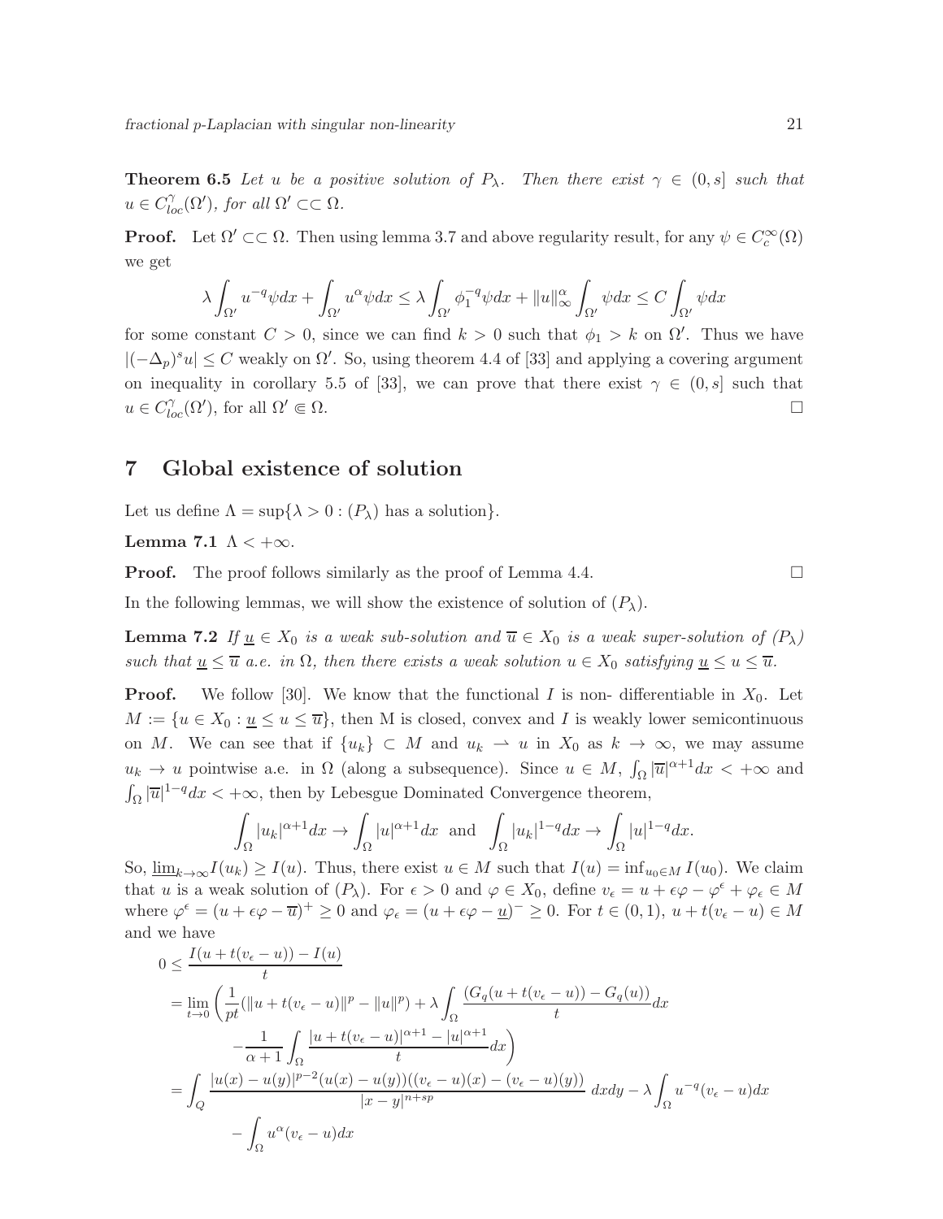**Theorem 6.5** *Let $u$ be a positive solution of $P_\lambda$. Then there exist $\gamma \in (0, s]$ such that $u \in C^\gamma_{loc}(\Omega')$, for all $\Omega' \subset\subset \Omega$.*

**Proof.** Let $\Omega' \subset\subset \Omega$. Then using lemma 3.7 and above regularity result, for any $\psi \in C_c^\infty(\Omega)$ we get

$$\lambda \int_{\Omega'} u^{-q} \psi dx + \int_{\Omega'} u^\alpha \psi dx \leq \lambda \int_{\Omega'} \phi_1^{-q} \psi dx + \|u\|_\infty^\alpha \int_{\Omega'} \psi dx \leq C \int_{\Omega'} \psi dx$$

for some constant $C > 0$, since we can find $k > 0$ such that $\phi_1 > k$ on $\Omega'$. Thus we have $|(-\Delta_p)^s u| \leq C$ weakly on $\Omega'$. So, using theorem 4.4 of [33] and applying a covering argument on inequality in corollary 5.5 of [33], we can prove that there exist $\gamma \in (0, s]$ such that $u \in C^\gamma_{loc}(\Omega')$, for all $\Omega' \Subset \Omega$. □

## 7 Global existence of solution

Let us define $\Lambda = \sup\{\lambda > 0 : (P_\lambda) \text{ has a solution}\}$.

**Lemma 7.1** $\Lambda < +\infty$.

**Proof.** The proof follows similarly as the proof of Lemma 4.4. □

In the following lemmas, we will show the existence of solution of $(P_\lambda)$.

**Lemma 7.2** *If $\underline{u} \in X_0$ is a weak sub-solution and $\overline{u} \in X_0$ is a weak super-solution of $(P_\lambda)$ such that $\underline{u} \leq \overline{u}$ a.e. in $\Omega$, then there exists a weak solution $u \in X_0$ satisfying $\underline{u} \leq u \leq \overline{u}$.*

**Proof.** We follow [30]. We know that the functional $I$ is non- differentiable in $X_0$. Let $M := \{u \in X_0 : \underline{u} \leq u \leq \overline{u}\}$, then M is closed, convex and $I$ is weakly lower semicontinuous on $M$. We can see that if $\{u_k\} \subset M$ and $u_k \rightharpoonup u$ in $X_0$ as $k \to \infty$, we may assume $u_k \to u$ pointwise a.e. in $\Omega$ (along a subsequence). Since $u \in M$, $\int_\Omega |\overline{u}|^{\alpha+1} dx < +\infty$ and $\int_\Omega |\overline{u}|^{1-q} dx < +\infty$, then by Lebesgue Dominated Convergence theorem,

$$\int_\Omega |u_k|^{\alpha+1} dx \to \int_\Omega |u|^{\alpha+1} dx \text{ and } \int_\Omega |u_k|^{1-q} dx \to \int_\Omega |u|^{1-q} dx.$$

So, $\underline{\lim}_{k\to\infty} I(u_k) \geq I(u)$. Thus, there exist $u \in M$ such that $I(u) = \inf_{u_0 \in M} I(u_0)$. We claim that $u$ is a weak solution of $(P_\lambda)$. For $\epsilon > 0$ and $\varphi \in X_0$, define $v_\epsilon = u + \epsilon\varphi - \varphi^\epsilon + \varphi_\epsilon \in M$ where $\varphi^\epsilon = (u + \epsilon\varphi - \overline{u})^+ \geq 0$ and $\varphi_\epsilon = (u + \epsilon\varphi - \underline{u})^- \geq 0$. For $t \in (0, 1)$, $u + t(v_\epsilon - u) \in M$ and we have

$$\begin{aligned}
0 &\leq \frac{I(u + t(v_\epsilon - u)) - I(u)}{t} \\
&= \lim_{t\to 0} \left( \frac{1}{pt}(\|u + t(v_\epsilon - u)\|^p - \|u\|^p) + \lambda \int_\Omega \frac{(G_q(u + t(v_\epsilon - u)) - G_q(u))}{t} dx \right. \\
&\qquad \left. - \frac{1}{\alpha+1} \int_\Omega \frac{|u + t(v_\epsilon - u)|^{\alpha+1} - |u|^{\alpha+1}}{t} dx \right) \\
&= \int_Q \frac{|u(x) - u(y)|^{p-2}(u(x) - u(y))((v_\epsilon - u)(x) - (v_\epsilon - u)(y))}{|x - y|^{n+sp}} \, dxdy - \lambda \int_\Omega u^{-q}(v_\epsilon - u) dx \\
&\qquad - \int_\Omega u^\alpha (v_\epsilon - u) dx
\end{aligned}$$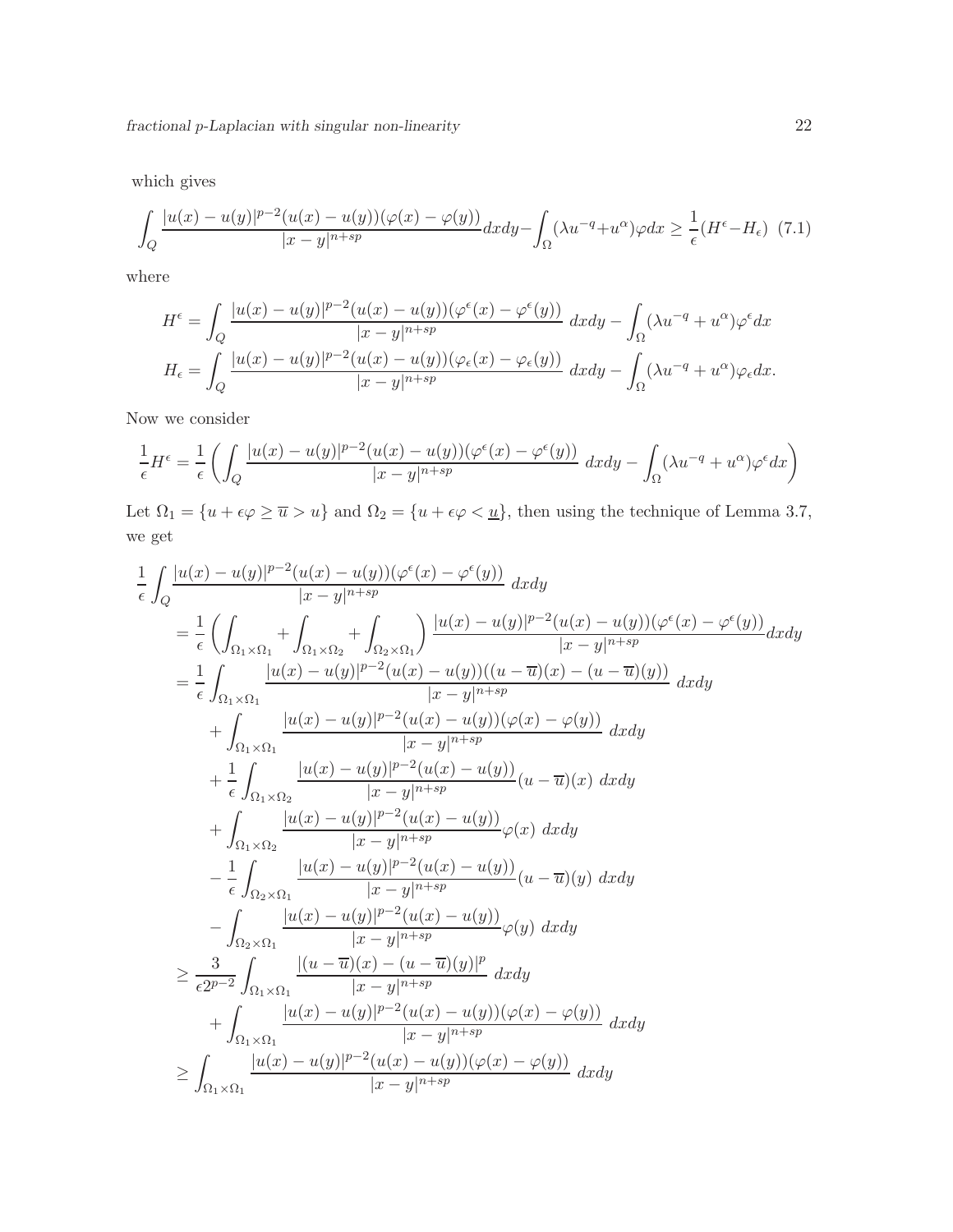which gives

$$\int_Q \frac{|u(x)-u(y)|^{p-2}(u(x)-u(y))(\varphi(x)-\varphi(y))}{|x-y|^{n+sp}}dxdy - \int_\Omega (\lambda u^{-q}+u^{\alpha})\varphi dx \geq \frac{1}{\epsilon}(H^\epsilon - H_\epsilon) \quad (7.1)$$

where

$$H^\epsilon = \int_Q \frac{|u(x)-u(y)|^{p-2}(u(x)-u(y))(\varphi^\epsilon(x)-\varphi^\epsilon(y))}{|x-y|^{n+sp}}\ dxdy - \int_\Omega (\lambda u^{-q}+u^{\alpha})\varphi^\epsilon dx$$

$$H_\epsilon = \int_Q \frac{|u(x)-u(y)|^{p-2}(u(x)-u(y))(\varphi_\epsilon(x)-\varphi_\epsilon(y))}{|x-y|^{n+sp}}\ dxdy - \int_\Omega (\lambda u^{-q}+u^{\alpha})\varphi_\epsilon dx.$$

Now we consider

$$\frac{1}{\epsilon}H^\epsilon = \frac{1}{\epsilon}\left(\int_Q \frac{|u(x)-u(y)|^{p-2}(u(x)-u(y))(\varphi^\epsilon(x)-\varphi^\epsilon(y))}{|x-y|^{n+sp}}\ dxdy - \int_\Omega (\lambda u^{-q}+u^{\alpha})\varphi^\epsilon dx\right)$$

Let $\Omega_1 = \{u+\epsilon\varphi \geq \overline{u} > u\}$ and $\Omega_2 = \{u+\epsilon\varphi < \underline{u}\}$, then using the technique of Lemma 3.7, we get

$$\begin{aligned}
&\frac{1}{\epsilon}\int_Q \frac{|u(x)-u(y)|^{p-2}(u(x)-u(y))(\varphi^\epsilon(x)-\varphi^\epsilon(y))}{|x-y|^{n+sp}}\ dxdy \\
&\quad = \frac{1}{\epsilon}\left(\int_{\Omega_1\times\Omega_1} + \int_{\Omega_1\times\Omega_2} + \int_{\Omega_2\times\Omega_1}\right)\frac{|u(x)-u(y)|^{p-2}(u(x)-u(y))(\varphi^\epsilon(x)-\varphi^\epsilon(y))}{|x-y|^{n+sp}}dxdy \\
&\quad = \frac{1}{\epsilon}\int_{\Omega_1\times\Omega_1} \frac{|u(x)-u(y)|^{p-2}(u(x)-u(y))((u-\overline{u})(x)-(u-\overline{u})(y))}{|x-y|^{n+sp}}\ dxdy \\
&\qquad + \int_{\Omega_1\times\Omega_1} \frac{|u(x)-u(y)|^{p-2}(u(x)-u(y))(\varphi(x)-\varphi(y))}{|x-y|^{n+sp}}\ dxdy \\
&\qquad + \frac{1}{\epsilon}\int_{\Omega_1\times\Omega_2} \frac{|u(x)-u(y)|^{p-2}(u(x)-u(y))}{|x-y|^{n+sp}}(u-\overline{u})(x)\ dxdy \\
&\qquad + \int_{\Omega_1\times\Omega_2} \frac{|u(x)-u(y)|^{p-2}(u(x)-u(y))}{|x-y|^{n+sp}}\varphi(x)\ dxdy \\
&\qquad - \frac{1}{\epsilon}\int_{\Omega_2\times\Omega_1} \frac{|u(x)-u(y)|^{p-2}(u(x)-u(y))}{|x-y|^{n+sp}}(u-\overline{u})(y)\ dxdy \\
&\qquad - \int_{\Omega_2\times\Omega_1} \frac{|u(x)-u(y)|^{p-2}(u(x)-u(y))}{|x-y|^{n+sp}}\varphi(y)\ dxdy \\
&\quad \geq \frac{3}{\epsilon 2^{p-2}}\int_{\Omega_1\times\Omega_1} \frac{|(u-\overline{u})(x)-(u-\overline{u})(y)|^p}{|x-y|^{n+sp}}\ dxdy \\
&\qquad + \int_{\Omega_1\times\Omega_1} \frac{|u(x)-u(y)|^{p-2}(u(x)-u(y))(\varphi(x)-\varphi(y))}{|x-y|^{n+sp}}\ dxdy \\
&\quad \geq \int_{\Omega_1\times\Omega_1} \frac{|u(x)-u(y)|^{p-2}(u(x)-u(y))(\varphi(x)-\varphi(y))}{|x-y|^{n+sp}}\ dxdy
\end{aligned}$$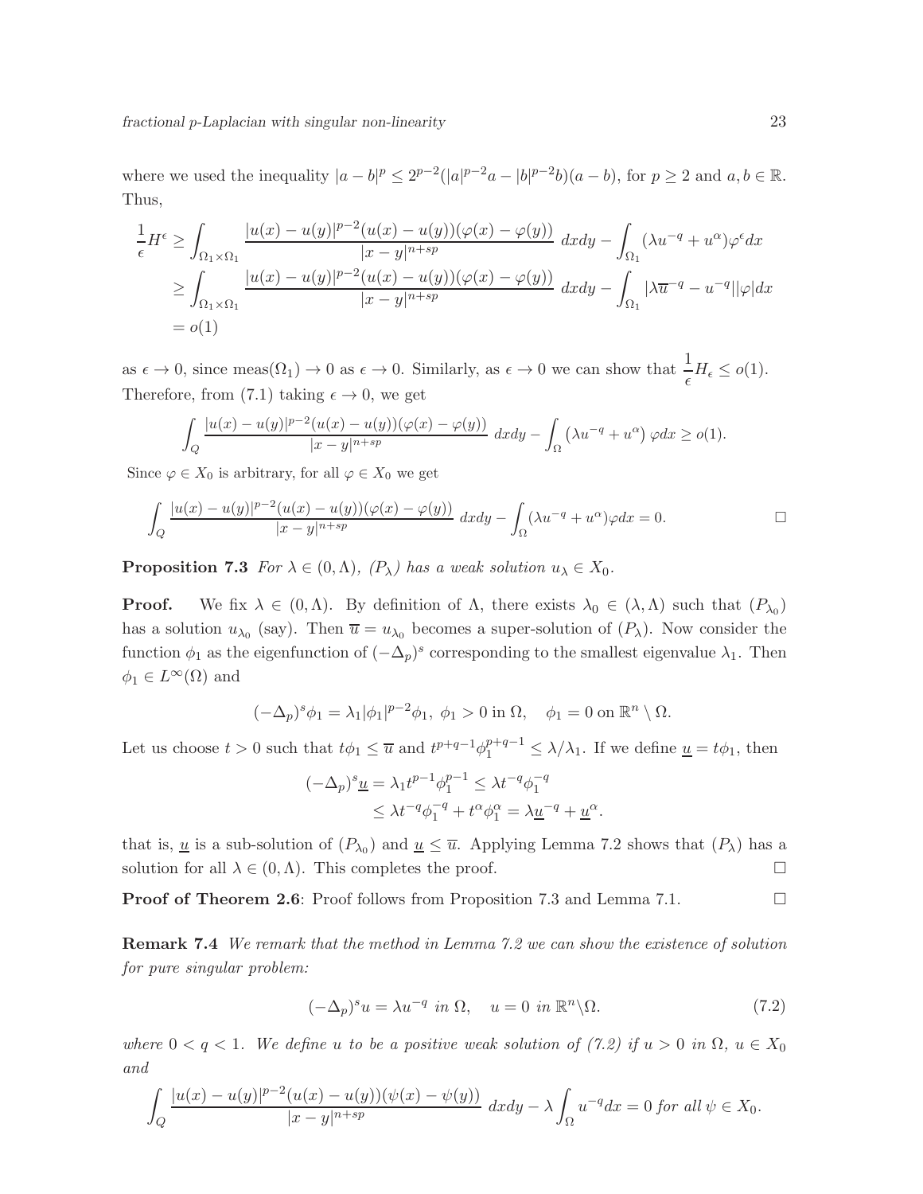where we used the inequality $|a-b|^p \leq 2^{p-2}(|a|^{p-2}a - |b|^{p-2}b)(a-b)$, for $p \geq 2$ and $a, b \in \mathbb{R}$. Thus,

$$
\begin{aligned}
\frac{1}{\epsilon} H^{\epsilon} &\geq \int_{\Omega_1 \times \Omega_1} \frac{|u(x)-u(y)|^{p-2}(u(x)-u(y))(\varphi(x)-\varphi(y))}{|x-y|^{n+sp}}\, dxdy - \int_{\Omega_1} (\lambda u^{-q} + u^{\alpha})\varphi^{\epsilon} dx \\
&\geq \int_{\Omega_1 \times \Omega_1} \frac{|u(x)-u(y)|^{p-2}(u(x)-u(y))(\varphi(x)-\varphi(y))}{|x-y|^{n+sp}}\, dxdy - \int_{\Omega_1} |\lambda \overline{u}^{-q} - u^{-q}||\varphi| dx \\
&= o(1)
\end{aligned}
$$

as $\epsilon \to 0$, since $\text{meas}(\Omega_1) \to 0$ as $\epsilon \to 0$. Similarly, as $\epsilon \to 0$ we can show that $\dfrac{1}{\epsilon} H_{\epsilon} \leq o(1)$. Therefore, from (7.1) taking $\epsilon \to 0$, we get

$$
\int_Q \frac{|u(x)-u(y)|^{p-2}(u(x)-u(y))(\varphi(x)-\varphi(y))}{|x-y|^{n+sp}}\, dxdy - \int_{\Omega} \left(\lambda u^{-q} + u^{\alpha}\right) \varphi dx \geq o(1).
$$

Since $\varphi \in X_0$ is arbitrary, for all $\varphi \in X_0$ we get

$$
\int_Q \frac{|u(x)-u(y)|^{p-2}(u(x)-u(y))(\varphi(x)-\varphi(y))}{|x-y|^{n+sp}}\, dxdy - \int_{\Omega} (\lambda u^{-q} + u^{\alpha}) \varphi dx = 0. \qquad \square
$$

**Proposition 7.3** *For $\lambda \in (0, \Lambda)$, $(P_\lambda)$ has a weak solution $u_\lambda \in X_0$.*

**Proof.** We fix $\lambda \in (0, \Lambda)$. By definition of $\Lambda$, there exists $\lambda_0 \in (\lambda, \Lambda)$ such that $(P_{\lambda_0})$ has a solution $u_{\lambda_0}$ (say). Then $\overline{u} = u_{\lambda_0}$ becomes a super-solution of $(P_\lambda)$. Now consider the function $\phi_1$ as the eigenfunction of $(-\Delta_p)^s$ corresponding to the smallest eigenvalue $\lambda_1$. Then $\phi_1 \in L^{\infty}(\Omega)$ and

$$
(-\Delta_p)^s \phi_1 = \lambda_1 |\phi_1|^{p-2}\phi_1, \ \phi_1 > 0 \text{ in } \Omega, \quad \phi_1 = 0 \text{ on } \mathbb{R}^n \setminus \Omega.
$$

Let us choose $t > 0$ such that $t\phi_1 \leq \overline{u}$ and $t^{p+q-1}\phi_1^{p+q-1} \leq \lambda/\lambda_1$. If we define $\underline{u} = t\phi_1$, then

$$
\begin{aligned}
(-\Delta_p)^s \underline{u} &= \lambda_1 t^{p-1} \phi_1^{p-1} \leq \lambda t^{-q} \phi_1^{-q} \\
&\leq \lambda t^{-q} \phi_1^{-q} + t^{\alpha} \phi_1^{\alpha} = \lambda \underline{u}^{-q} + \underline{u}^{\alpha}.
\end{aligned}
$$

that is, $\underline{u}$ is a sub-solution of $(P_{\lambda_0})$ and $\underline{u} \leq \overline{u}$. Applying Lemma 7.2 shows that $(P_\lambda)$ has a solution for all $\lambda \in (0, \Lambda)$. This completes the proof. $\square$

**Proof of Theorem 2.6**: Proof follows from Proposition 7.3 and Lemma 7.1. $\square$

**Remark 7.4** *We remark that the method in Lemma 7.2 we can show the existence of solution for pure singular problem:*

$$
(-\Delta_p)^s u = \lambda u^{-q} \ \text{in } \Omega, \quad u = 0 \ \text{in } \mathbb{R}^n \backslash \Omega. \tag{7.2}
$$

*where $0 < q < 1$. We define $u$ to be a positive weak solution of (7.2) if $u > 0$ in $\Omega$, $u \in X_0$ and*

$$
\int_Q \frac{|u(x)-u(y)|^{p-2}(u(x)-u(y))(\psi(x)-\psi(y))}{|x-y|^{n+sp}}\, dxdy - \lambda \int_{\Omega} u^{-q} dx = 0 \text{ for all } \psi \in X_0.
$$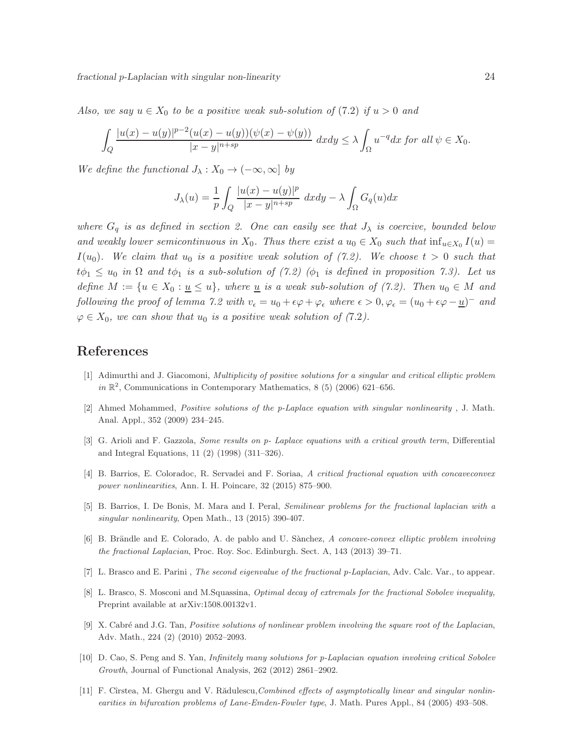*Also, we say $u \in X_0$ to be a positive weak sub-solution of* (7.2) *if $u > 0$ and*

$$\int_Q \frac{|u(x)-u(y)|^{p-2}(u(x)-u(y))(\psi(x)-\psi(y))}{|x-y|^{n+sp}}\, dxdy \leq \lambda \int_\Omega u^{-q} dx \text{ for all } \psi \in X_0.$$

*We define the functional $J_\lambda : X_0 \to (-\infty, \infty]$ by*

$$J_\lambda(u) = \frac{1}{p}\int_Q \frac{|u(x)-u(y)|^p}{|x-y|^{n+sp}}\, dxdy - \lambda \int_\Omega G_q(u) dx$$

*where $G_q$ is as defined in section 2. One can easily see that $J_\lambda$ is coercive, bounded below and weakly lower semicontinuous in $X_0$. Thus there exist a $u_0 \in X_0$ such that $\inf_{u \in X_0} I(u) = I(u_0)$. We claim that $u_0$ is a positive weak solution of (7.2). We choose $t > 0$ such that $t\phi_1 \leq u_0$ in $\Omega$ and $t\phi_1$ is a sub-solution of (7.2) ($\phi_1$ is defined in proposition 7.3). Let us define $M := \{u \in X_0 : \underline{u} \leq u\}$, where $\underline{u}$ is a weak sub-solution of (7.2). Then $u_0 \in M$ and following the proof of lemma 7.2 with $v_\epsilon = u_0 + \epsilon\varphi + \varphi_\epsilon$ where $\epsilon > 0, \varphi_\epsilon = (u_0 + \epsilon\varphi - \underline{u})^-$ and $\varphi \in X_0$, we can show that $u_0$ is a positive weak solution of (7.2).*

# References

[1] Adimurthi and J. Giacomoni, *Multiplicity of positive solutions for a singular and critical elliptic problem in* $\mathbb{R}^2$, Communications in Contemporary Mathematics, 8 (5) (2006) 621–656.

[2] Ahmed Mohammed, *Positive solutions of the p-Laplace equation with singular nonlinearity* , J. Math. Anal. Appl., 352 (2009) 234–245.

[3] G. Arioli and F. Gazzola, *Some results on p- Laplace equations with a critical growth term*, Differential and Integral Equations, 11 (2) (1998) (311–326).

[4] B. Barrios, E. Coloradoc, R. Servadei and F. Soriaa, *A critical fractional equation with concaveconvex power nonlinearities*, Ann. I. H. Poincare, 32 (2015) 875–900.

[5] B. Barrios, I. De Bonis, M. Mara and I. Peral, *Semilinear problems for the fractional laplacian with a singular nonlinearity*, Open Math., 13 (2015) 390-407.

[6] B. Brändle and E. Colorado, A. de pablo and U. Sànchez, *A concave-convex elliptic problem involving the fractional Laplacian*, Proc. Roy. Soc. Edinburgh. Sect. A, 143 (2013) 39–71.

[7] L. Brasco and E. Parini , *The second eigenvalue of the fractional p-Laplacian*, Adv. Calc. Var., to appear.

[8] L. Brasco, S. Mosconi and M.Squassina, *Optimal decay of extremals for the fractional Sobolev inequality,* Preprint available at arXiv:1508.00132v1.

[9] X. Cabré and J.G. Tan, *Positive solutions of nonlinear problem involving the square root of the Laplacian*, Adv. Math., 224 (2) (2010) 2052–2093.

[10] D. Cao, S. Peng and S. Yan, *Infinitely many solutions for p-Laplacian equation involving critical Sobolev Growth*, Journal of Functional Analysis, 262 (2012) 2861–2902.

[11] F. Cîrstea, M. Ghergu and V. Rădulescu,*Combined effects of asymptotically linear and singular nonlinearities in bifurcation problems of Lane-Emden-Fowler type*, J. Math. Pures Appl., 84 (2005) 493–508.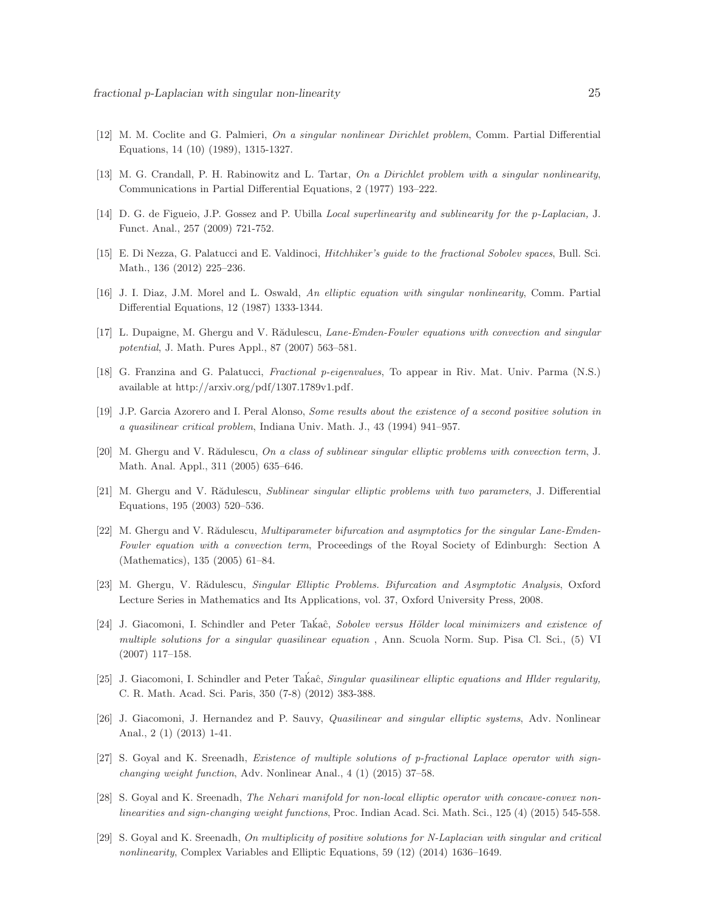[12] M. M. Coclite and G. Palmieri, *On a singular nonlinear Dirichlet problem*, Comm. Partial Differential Equations, 14 (10) (1989), 1315-1327.

[13] M. G. Crandall, P. H. Rabinowitz and L. Tartar, *On a Dirichlet problem with a singular nonlinearity*, Communications in Partial Differential Equations, 2 (1977) 193–222.

[14] D. G. de Figueio, J.P. Gossez and P. Ubilla *Local superlinearity and sublinearity for the p-Laplacian,* J. Funct. Anal., 257 (2009) 721-752.

[15] E. Di Nezza, G. Palatucci and E. Valdinoci, *Hitchhiker's guide to the fractional Sobolev spaces*, Bull. Sci. Math., 136 (2012) 225–236.

[16] J. I. Diaz, J.M. Morel and L. Oswald, *An elliptic equation with singular nonlinearity*, Comm. Partial Differential Equations, 12 (1987) 1333-1344.

[17] L. Dupaigne, M. Ghergu and V. Rădulescu, *Lane-Emden-Fowler equations with convection and singular potential*, J. Math. Pures Appl., 87 (2007) 563–581.

[18] G. Franzina and G. Palatucci, *Fractional p-eigenvalues*, To appear in Riv. Mat. Univ. Parma (N.S.) available at http://arxiv.org/pdf/1307.1789v1.pdf.

[19] J.P. Garcia Azorero and I. Peral Alonso, *Some results about the existence of a second positive solution in a quasilinear critical problem*, Indiana Univ. Math. J., 43 (1994) 941–957.

[20] M. Ghergu and V. Rădulescu, *On a class of sublinear singular elliptic problems with convection term*, J. Math. Anal. Appl., 311 (2005) 635–646.

[21] M. Ghergu and V. Rădulescu, *Sublinear singular elliptic problems with two parameters*, J. Differential Equations, 195 (2003) 520–536.

[22] M. Ghergu and V. Rădulescu, *Multiparameter bifurcation and asymptotics for the singular Lane-Emden-Fowler equation with a convection term*, Proceedings of the Royal Society of Edinburgh: Section A (Mathematics), 135 (2005) 61–84.

[23] M. Ghergu, V. Rădulescu, *Singular Elliptic Problems. Bifurcation and Asymptotic Analysis*, Oxford Lecture Series in Mathematics and Its Applications, vol. 37, Oxford University Press, 2008.

[24] J. Giacomoni, I. Schindler and Peter Taḱaĉ, *Sobolev versus Hölder local minimizers and existence of multiple solutions for a singular quasilinear equation* , Ann. Scuola Norm. Sup. Pisa Cl. Sci., (5) VI (2007) 117–158.

[25] J. Giacomoni, I. Schindler and Peter Taḱaĉ, *Singular quasilinear elliptic equations and Hlder regularity,* C. R. Math. Acad. Sci. Paris, 350 (7-8) (2012) 383-388.

[26] J. Giacomoni, J. Hernandez and P. Sauvy, *Quasilinear and singular elliptic systems*, Adv. Nonlinear Anal., 2 (1) (2013) 1-41.

[27] S. Goyal and K. Sreenadh, *Existence of multiple solutions of p-fractional Laplace operator with sign-changing weight function*, Adv. Nonlinear Anal., 4 (1) (2015) 37–58.

[28] S. Goyal and K. Sreenadh, *The Nehari manifold for non-local elliptic operator with concave-convex non-linearities and sign-changing weight functions*, Proc. Indian Acad. Sci. Math. Sci., 125 (4) (2015) 545-558.

[29] S. Goyal and K. Sreenadh, *On multiplicity of positive solutions for N-Laplacian with singular and critical nonlinearity*, Complex Variables and Elliptic Equations, 59 (12) (2014) 1636–1649.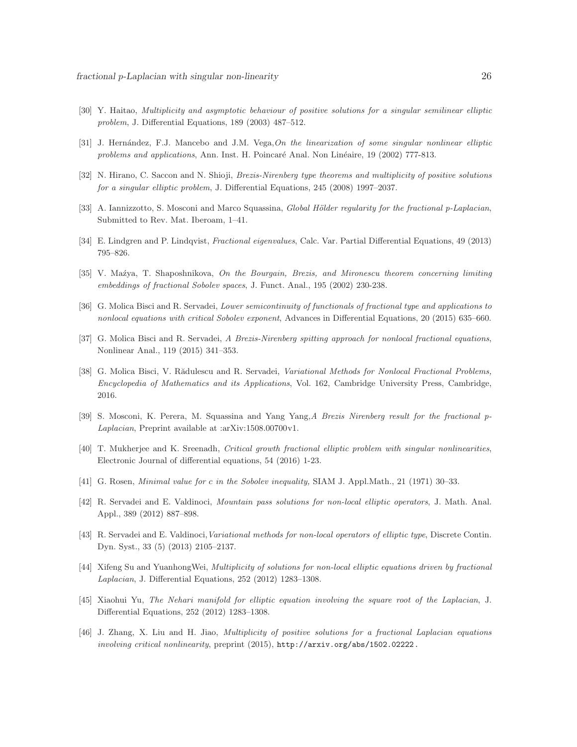[30] Y. Haitao, *Multiplicity and asymptotic behaviour of positive solutions for a singular semilinear elliptic problem*, J. Differential Equations, 189 (2003) 487–512.

[31] J. Hernández, F.J. Mancebo and J.M. Vega,*On the linearization of some singular nonlinear elliptic problems and applications*, Ann. Inst. H. Poincaré Anal. Non Linéaire, 19 (2002) 777-813.

[32] N. Hirano, C. Saccon and N. Shioji, *Brezis-Nirenberg type theorems and multiplicity of positive solutions for a singular elliptic problem*, J. Differential Equations, 245 (2008) 1997–2037.

[33] A. Iannizzotto, S. Mosconi and Marco Squassina, *Global Hölder regularity for the fractional p-Laplacian*, Submitted to Rev. Mat. Iberoam, 1–41.

[34] E. Lindgren and P. Lindqvist, *Fractional eigenvalues*, Calc. Var. Partial Differential Equations, 49 (2013) 795–826.

[35] V. Maźya, T. Shaposhnikova, *On the Bourgain, Brezis, and Mironescu theorem concerning limiting embeddings of fractional Sobolev spaces*, J. Funct. Anal., 195 (2002) 230-238.

[36] G. Molica Bisci and R. Servadei, *Lower semicontinuity of functionals of fractional type and applications to nonlocal equations with critical Sobolev exponent*, Advances in Differential Equations, 20 (2015) 635–660.

[37] G. Molica Bisci and R. Servadei, *A Brezis-Nirenberg spitting approach for nonlocal fractional equations*, Nonlinear Anal., 119 (2015) 341–353.

[38] G. Molica Bisci, V. Rădulescu and R. Servadei, *Variational Methods for Nonlocal Fractional Problems, Encyclopedia of Mathematics and its Applications*, Vol. 162, Cambridge University Press, Cambridge, 2016.

[39] S. Mosconi, K. Perera, M. Squassina and Yang Yang,*A Brezis Nirenberg result for the fractional p-Laplacian*, Preprint available at :arXiv:1508.00700v1.

[40] T. Mukherjee and K. Sreenadh, *Critical growth fractional elliptic problem with singular nonlinearities*, Electronic Journal of differential equations, 54 (2016) 1-23.

[41] G. Rosen, *Minimal value for c in the Sobolev inequality,* SIAM J. Appl.Math., 21 (1971) 30–33.

[42] R. Servadei and E. Valdinoci, *Mountain pass solutions for non-local elliptic operators*, J. Math. Anal. Appl., 389 (2012) 887–898.

[43] R. Servadei and E. Valdinoci,*Variational methods for non-local operators of elliptic type*, Discrete Contin. Dyn. Syst., 33 (5) (2013) 2105–2137.

[44] Xifeng Su and YuanhongWei, *Multiplicity of solutions for non-local elliptic equations driven by fractional Laplacian*, J. Differential Equations, 252 (2012) 1283–1308.

[45] Xiaohui Yu, *The Nehari manifold for elliptic equation involving the square root of the Laplacian*, J. Differential Equations, 252 (2012) 1283–1308.

[46] J. Zhang, X. Liu and H. Jiao, *Multiplicity of positive solutions for a fractional Laplacian equations involving critical nonlinearity*, preprint (2015), `http://arxiv.org/abs/1502.02222`.